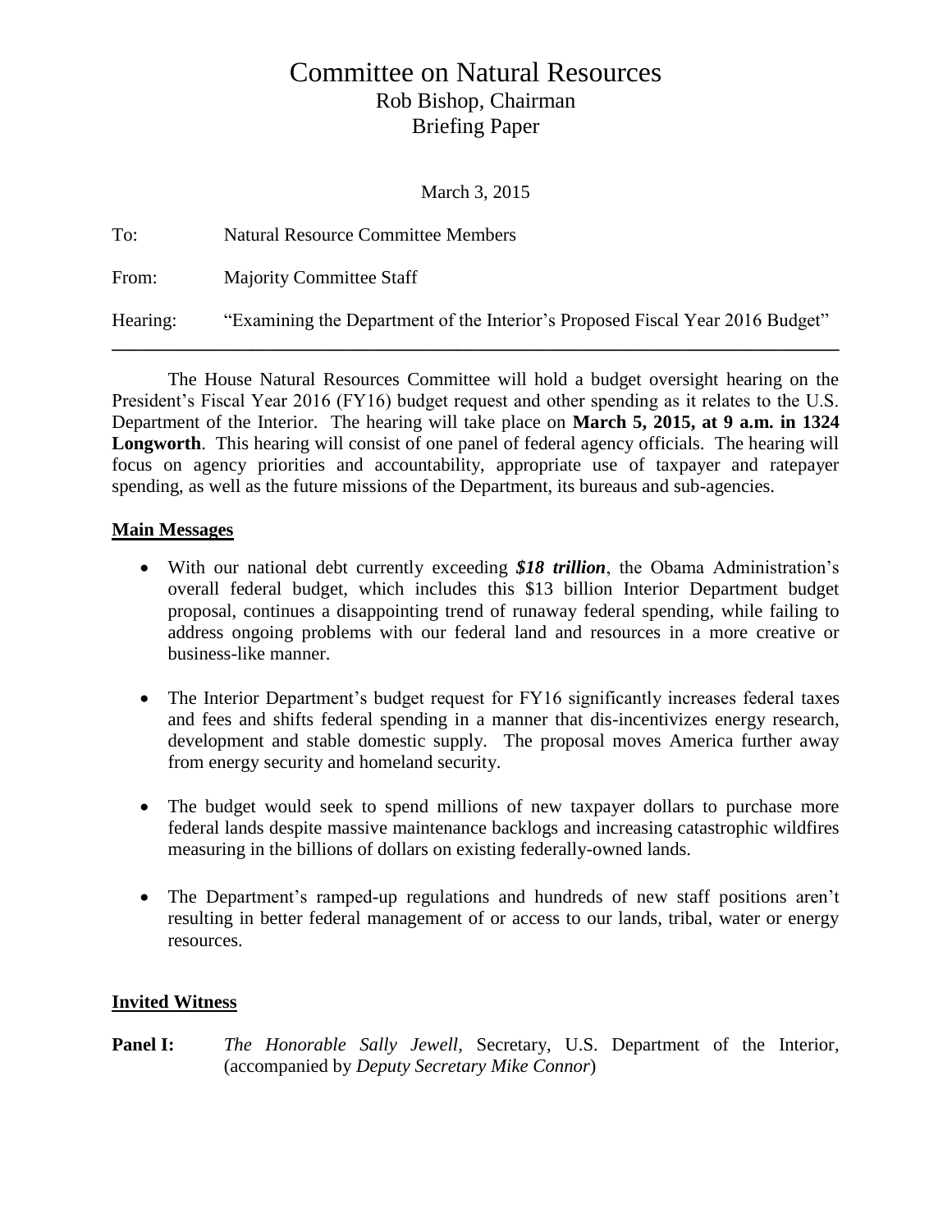# Committee on Natural Resources

## Rob Bishop, Chairman

## Briefing Paper

March 3, 2015

To: Natural Resource Committee Members

From: Majority Committee Staff

Hearing: "Examining the Department of the Interior's Proposed Fiscal Year 2016 Budget"

---

The House Natural Resources Committee will hold a budget oversight hearing on the President's Fiscal Year 2016 (FY16) budget request and other spending as it relates to the U.S. Department of the Interior. The hearing will take place on **March 5, 2015, at 9 a.m. in 1324 Longworth**. This hearing will consist of one panel of federal agency officials. The hearing will focus on agency priorities and accountability, appropriate use of taxpayer and ratepayer spending, as well as the future missions of the Department, its bureaus and sub-agencies.

**Main Messages**

- With our national debt currently exceeding ***$18 trillion***, the Obama Administration's overall federal budget, which includes this $13 billion Interior Department budget proposal, continues a disappointing trend of runaway federal spending, while failing to address ongoing problems with our federal land and resources in a more creative or business-like manner.

- The Interior Department's budget request for FY16 significantly increases federal taxes and fees and shifts federal spending in a manner that dis-incentivizes energy research, development and stable domestic supply. The proposal moves America further away from energy security and homeland security.

- The budget would seek to spend millions of new taxpayer dollars to purchase more federal lands despite massive maintenance backlogs and increasing catastrophic wildfires measuring in the billions of dollars on existing federally-owned lands.

- The Department's ramped-up regulations and hundreds of new staff positions aren't resulting in better federal management of or access to our lands, tribal, water or energy resources.

**Invited Witness**

**Panel I:** *The Honorable Sally Jewell*, Secretary, U.S. Department of the Interior, (accompanied by *Deputy Secretary Mike Connor*)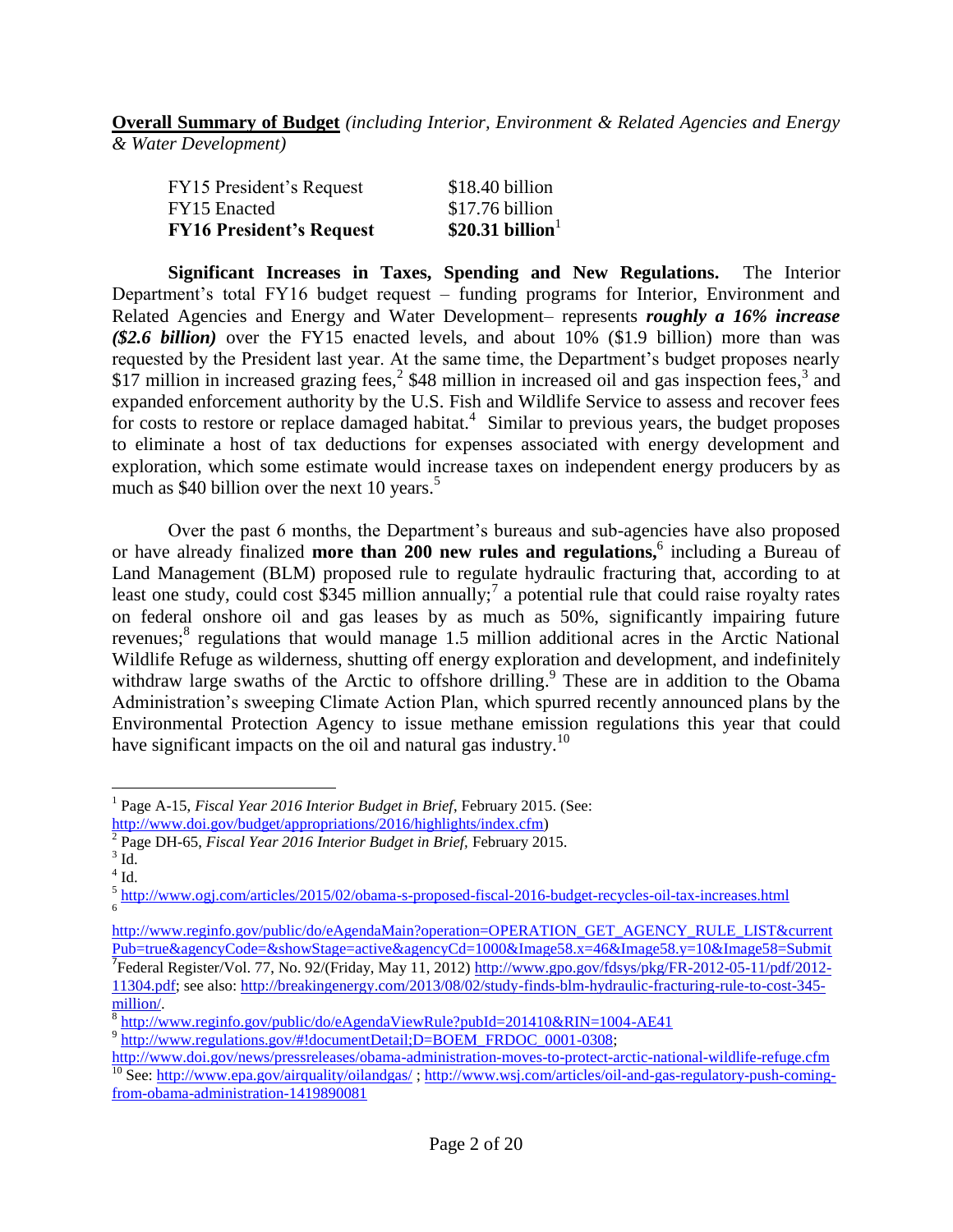**Overall Summary of Budget** *(including Interior, Environment & Related Agencies and Energy & Water Development)*

| | |
|---|---|
| FY15 President's Request | $18.40 billion |
| FY15 Enacted | $17.76 billion |
| **FY16 President's Request** | **$20.31 billion**[1] |

**Significant Increases in Taxes, Spending and New Regulations.** The Interior Department's total FY16 budget request – funding programs for Interior, Environment and Related Agencies and Energy and Water Development– represents ***roughly a 16% increase ($2.6 billion)*** over the FY15 enacted levels, and about 10% ($1.9 billion) more than was requested by the President last year. At the same time, the Department's budget proposes nearly $17 million in increased grazing fees,[2] $48 million in increased oil and gas inspection fees,[3] and expanded enforcement authority by the U.S. Fish and Wildlife Service to assess and recover fees for costs to restore or replace damaged habitat.[4] Similar to previous years, the budget proposes to eliminate a host of tax deductions for expenses associated with energy development and exploration, which some estimate would increase taxes on independent energy producers by as much as $40 billion over the next 10 years.[5]

Over the past 6 months, the Department's bureaus and sub-agencies have also proposed or have already finalized **more than 200 new rules and regulations,**[6] including a Bureau of Land Management (BLM) proposed rule to regulate hydraulic fracturing that, according to at least one study, could cost $345 million annually;[7] a potential rule that could raise royalty rates on federal onshore oil and gas leases by as much as 50%, significantly impairing future revenues;[8] regulations that would manage 1.5 million additional acres in the Arctic National Wildlife Refuge as wilderness, shutting off energy exploration and development, and indefinitely withdraw large swaths of the Arctic to offshore drilling.[9] These are in addition to the Obama Administration's sweeping Climate Action Plan, which spurred recently announced plans by the Environmental Protection Agency to issue methane emission regulations this year that could have significant impacts on the oil and natural gas industry.[10]

---

[1] Page A-15, *Fiscal Year 2016 Interior Budget in Brief*, February 2015. (See: http://www.doi.gov/budget/appropriations/2016/highlights/index.cfm)

[2] Page DH-65, *Fiscal Year 2016 Interior Budget in Brief,* February 2015.

[3] Id.

[4] Id.

[5] http://www.ogj.com/articles/2015/02/obama-s-proposed-fiscal-2016-budget-recycles-oil-tax-increases.html

[6] http://www.reginfo.gov/public/do/eAgendaMain?operation=OPERATION_GET_AGENCY_RULE_LIST&currentPub=true&agencyCode=&showStage=active&agencyCd=1000&Image58.x=46&Image58.y=10&Image58=Submit

[7] Federal Register/Vol. 77, No. 92/(Friday, May 11, 2012) http://www.gpo.gov/fdsys/pkg/FR-2012-05-11/pdf/2012-11304.pdf; see also: http://breakingenergy.com/2013/08/02/study-finds-blm-hydraulic-fracturing-rule-to-cost-345-million/.

[8] http://www.reginfo.gov/public/do/eAgendaViewRule?pubId=201410&RIN=1004-AE41

[9] http://www.regulations.gov/#!documentDetail;D=BOEM_FRDOC_0001-0308; http://www.doi.gov/news/pressreleases/obama-administration-moves-to-protect-arctic-national-wildlife-refuge.cfm

[10] See: http://www.epa.gov/airquality/oilandgas/ ; http://www.wsj.com/articles/oil-and-gas-regulatory-push-coming-from-obama-administration-1419890081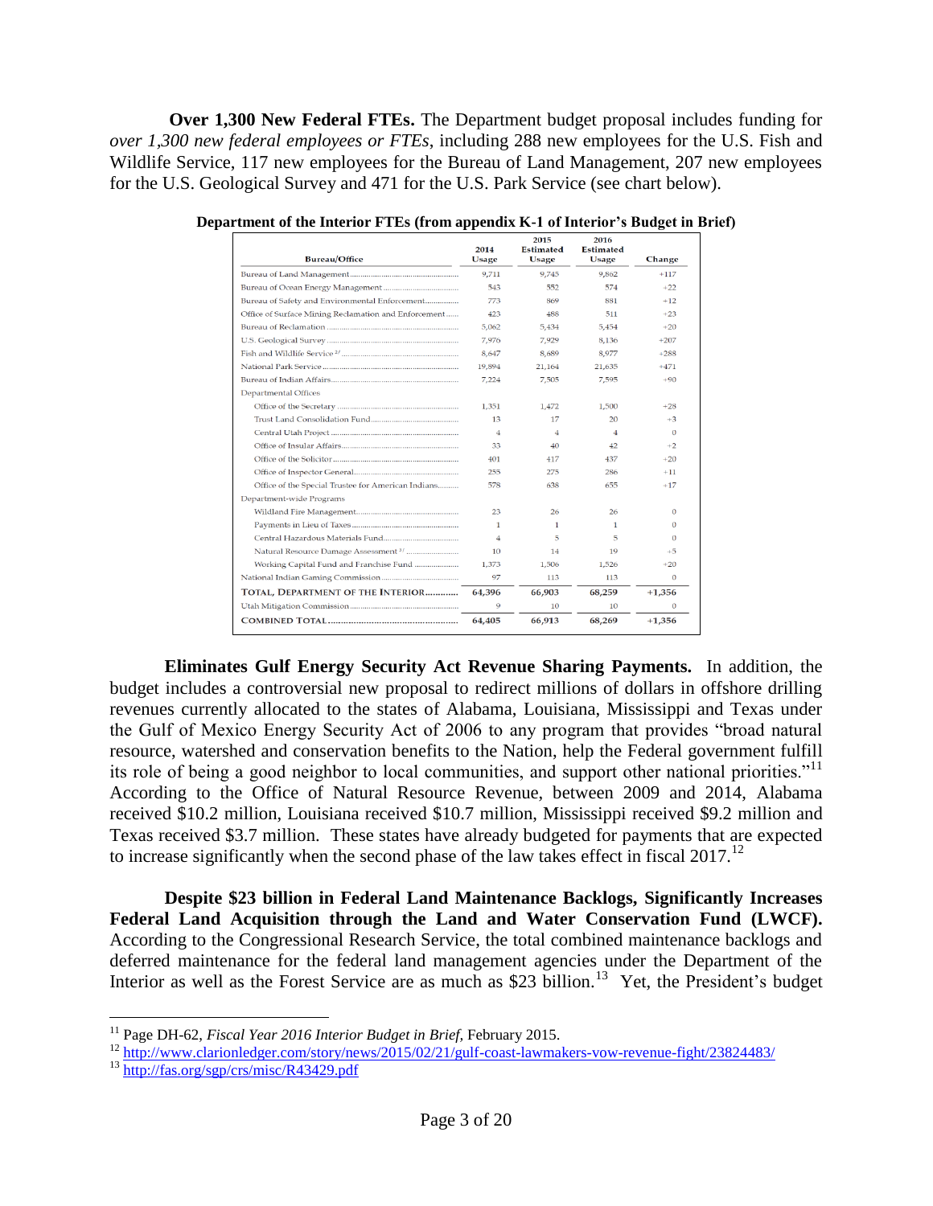**Over 1,300 New Federal FTEs.** The Department budget proposal includes funding for *over 1,300 new federal employees or FTEs*, including 288 new employees for the U.S. Fish and Wildlife Service, 117 new employees for the Bureau of Land Management, 207 new employees for the U.S. Geological Survey and 471 for the U.S. Park Service (see chart below).

**Department of the Interior FTEs (from appendix K-1 of Interior's Budget in Brief)**

| Bureau/Office | 2014 Usage | 2015 Estimated Usage | 2016 Estimated Usage | Change |
|---|---|---|---|---|
| Bureau of Land Management | 9,711 | 9,745 | 9,862 | +117 |
| Bureau of Ocean Energy Management | 543 | 552 | 574 | +22 |
| Bureau of Safety and Environmental Enforcement | 773 | 869 | 881 | +12 |
| Office of Surface Mining Reclamation and Enforcement | 423 | 488 | 511 | +23 |
| Bureau of Reclamation | 5,062 | 5,434 | 5,454 | +20 |
| U.S. Geological Survey | 7,976 | 7,929 | 8,136 | +207 |
| Fish and Wildlife Service [2/] | 8,647 | 8,689 | 8,977 | +288 |
| National Park Service | 19,894 | 21,164 | 21,635 | +471 |
| Bureau of Indian Affairs | 7,224 | 7,505 | 7,595 | +90 |
| Departmental Offices | | | | |
| Office of the Secretary | 1,351 | 1,472 | 1,500 | +28 |
| Trust Land Consolidation Fund | 13 | 17 | 20 | +3 |
| Central Utah Project | 4 | 4 | 4 | 0 |
| Office of Insular Affairs | 33 | 40 | 42 | +2 |
| Office of the Solicitor | 401 | 417 | 437 | +20 |
| Office of Inspector General | 255 | 275 | 286 | +11 |
| Office of the Special Trustee for American Indians | 578 | 638 | 655 | +17 |
| Department-wide Programs | | | | |
| Wildland Fire Management | 23 | 26 | 26 | 0 |
| Payments in Lieu of Taxes | 1 | 1 | 1 | 0 |
| Central Hazardous Materials Fund | 4 | 5 | 5 | 0 |
| Natural Resource Damage Assessment [2/] | 10 | 14 | 19 | +5 |
| Working Capital Fund and Franchise Fund | 1,373 | 1,506 | 1,526 | +20 |
| National Indian Gaming Commission | 97 | 113 | 113 | 0 |
| TOTAL, DEPARTMENT OF THE INTERIOR | 64,396 | 66,903 | 68,259 | +1,356 |
| Utah Mitigation Commission | 9 | 10 | 10 | 0 |
| COMBINED TOTAL | 64,405 | 66,913 | 68,269 | +1,356 |

**Eliminates Gulf Energy Security Act Revenue Sharing Payments.** In addition, the budget includes a controversial new proposal to redirect millions of dollars in offshore drilling revenues currently allocated to the states of Alabama, Louisiana, Mississippi and Texas under the Gulf of Mexico Energy Security Act of 2006 to any program that provides "broad natural resource, watershed and conservation benefits to the Nation, help the Federal government fulfill its role of being a good neighbor to local communities, and support other national priorities."[11] According to the Office of Natural Resource Revenue, between 2009 and 2014, Alabama received \$10.2 million, Louisiana received \$10.7 million, Mississippi received \$9.2 million and Texas received \$3.7 million. These states have already budgeted for payments that are expected to increase significantly when the second phase of the law takes effect in fiscal 2017.[12]

**Despite \$23 billion in Federal Land Maintenance Backlogs, Significantly Increases Federal Land Acquisition through the Land and Water Conservation Fund (LWCF).** According to the Congressional Research Service, the total combined maintenance backlogs and deferred maintenance for the federal land management agencies under the Department of the Interior as well as the Forest Service are as much as \$23 billion.[13] Yet, the President's budget

---

[11] Page DH-62, *Fiscal Year 2016 Interior Budget in Brief*, February 2015.

[12] http://www.clarionledger.com/story/news/2015/02/21/gulf-coast-lawmakers-vow-revenue-fight/23824483/

[13] http://fas.org/sgp/crs/misc/R43429.pdf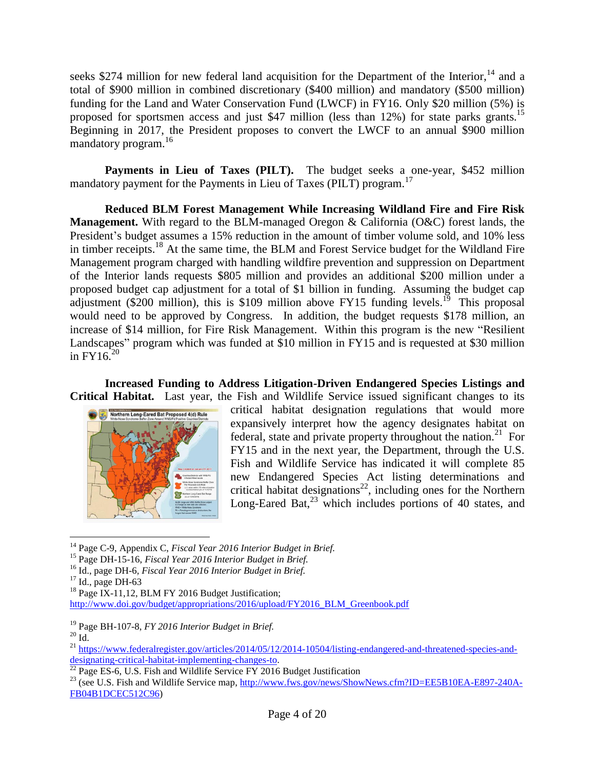seeks $274 million for new federal land acquisition for the Department of the Interior,[14] and a total of $900 million in combined discretionary ($400 million) and mandatory ($500 million) funding for the Land and Water Conservation Fund (LWCF) in FY16. Only $20 million (5%) is proposed for sportsmen access and just $47 million (less than 12%) for state parks grants.[15] Beginning in 2017, the President proposes to convert the LWCF to an annual $900 million mandatory program.[16]

**Payments in Lieu of Taxes (PILT).** The budget seeks a one-year, $452 million mandatory payment for the Payments in Lieu of Taxes (PILT) program.[17]

**Reduced BLM Forest Management While Increasing Wildland Fire and Fire Risk Management.** With regard to the BLM-managed Oregon & California (O&C) forest lands, the President's budget assumes a 15% reduction in the amount of timber volume sold, and 10% less in timber receipts.[18] At the same time, the BLM and Forest Service budget for the Wildland Fire Management program charged with handling wildfire prevention and suppression on Department of the Interior lands requests $805 million and provides an additional $200 million under a proposed budget cap adjustment for a total of $1 billion in funding. Assuming the budget cap adjustment ($200 million), this is $109 million above FY15 funding levels.[19] This proposal would need to be approved by Congress. In addition, the budget requests $178 million, an increase of $14 million, for Fire Risk Management. Within this program is the new "Resilient Landscapes" program which was funded at $10 million in FY15 and is requested at $30 million in FY16.[20]

**Increased Funding to Address Litigation-Driven Endangered Species Listings and Critical Habitat.** Last year, the Fish and Wildlife Service issued significant changes to its critical habitat designation regulations that would more expansively interpret how the agency designates habitat on federal, state and private property throughout the nation.[21] For FY15 and in the next year, the Department, through the U.S. Fish and Wildlife Service has indicated it will complete 85 new Endangered Species Act listing determinations and critical habitat designations[22], including ones for the Northern Long-Eared Bat,[23] which includes portions of 40 states, and

---

[14] Page C-9, Appendix C, *Fiscal Year 2016 Interior Budget in Brief.*

[15] Page DH-15-16, *Fiscal Year 2016 Interior Budget in Brief.*

[16] Id., page DH-6, *Fiscal Year 2016 Interior Budget in Brief.*

[17] Id., page DH-63

[18] Page IX-11,12, BLM FY 2016 Budget Justification; http://www.doi.gov/budget/appropriations/2016/upload/FY2016_BLM_Greenbook.pdf

[19] Page BH-107-8, *FY 2016 Interior Budget in Brief.*

[20] Id.

[21] https://www.federalregister.gov/articles/2014/05/12/2014-10504/listing-endangered-and-threatened-species-and-designating-critical-habitat-implementing-changes-to.

[22] Page ES-6, U.S. Fish and Wildlife Service FY 2016 Budget Justification

[23] (see U.S. Fish and Wildlife Service map, http://www.fws.gov/news/ShowNews.cfm?ID=EE5B10EA-E897-240A-FB04B1DCEC512C96)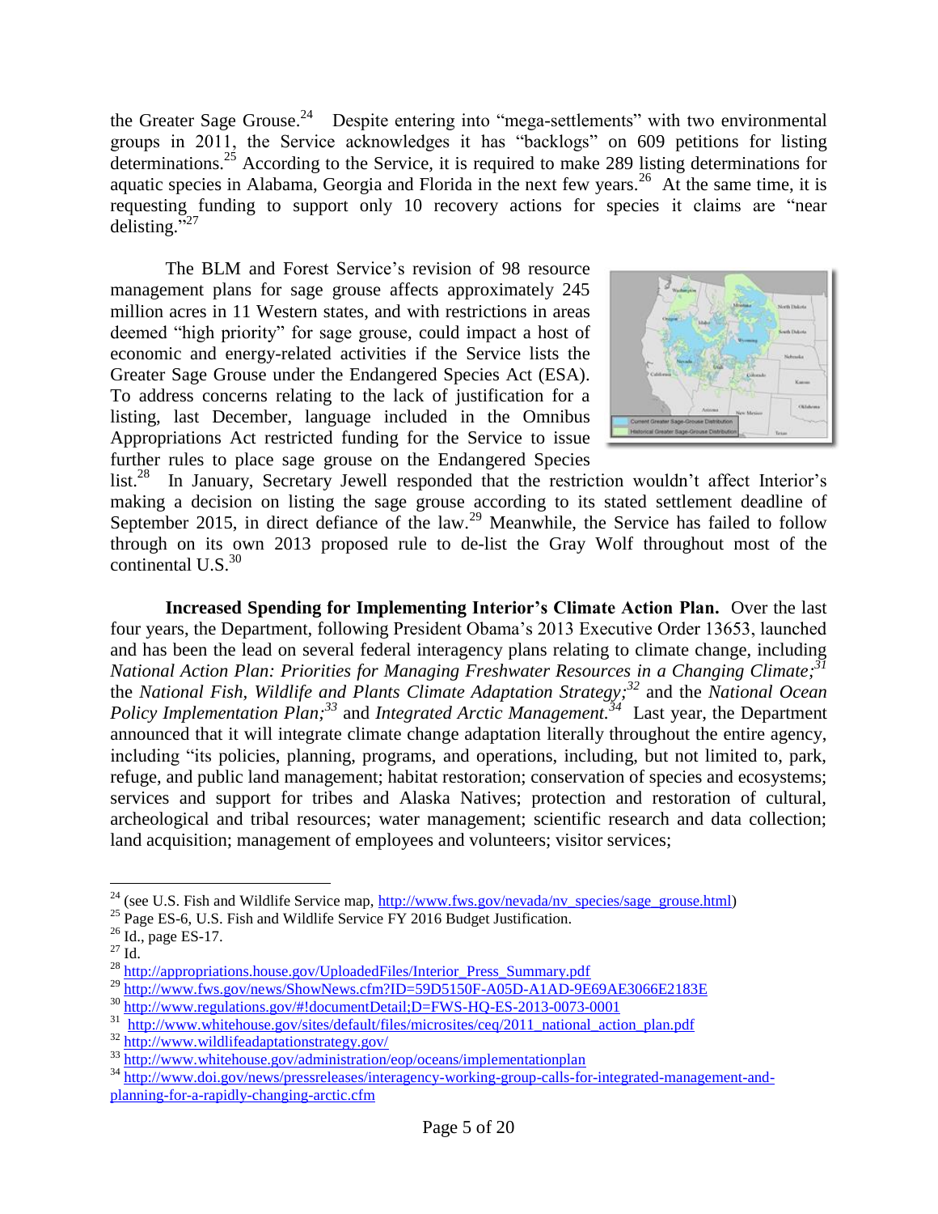the Greater Sage Grouse.[24] Despite entering into "mega-settlements" with two environmental groups in 2011, the Service acknowledges it has "backlogs" on 609 petitions for listing determinations.[25] According to the Service, it is required to make 289 listing determinations for aquatic species in Alabama, Georgia and Florida in the next few years.[26] At the same time, it is requesting funding to support only 10 recovery actions for species it claims are "near delisting."[27]

The BLM and Forest Service's revision of 98 resource management plans for sage grouse affects approximately 245 million acres in 11 Western states, and with restrictions in areas deemed "high priority" for sage grouse, could impact a host of economic and energy-related activities if the Service lists the Greater Sage Grouse under the Endangered Species Act (ESA). To address concerns relating to the lack of justification for a listing, last December, language included in the Omnibus Appropriations Act restricted funding for the Service to issue further rules to place sage grouse on the Endangered Species list.[28] In January, Secretary Jewell responded that the restriction wouldn't affect Interior's making a decision on listing the sage grouse according to its stated settlement deadline of September 2015, in direct defiance of the law.[29] Meanwhile, the Service has failed to follow through on its own 2013 proposed rule to de-list the Gray Wolf throughout most of the continental U.S.[30]

**Increased Spending for Implementing Interior's Climate Action Plan.** Over the last four years, the Department, following President Obama's 2013 Executive Order 13653, launched and has been the lead on several federal interagency plans relating to climate change, including *National Action Plan: Priorities for Managing Freshwater Resources in a Changing Climate;*[31] the *National Fish, Wildlife and Plants Climate Adaptation Strategy;*[32] and the *National Ocean Policy Implementation Plan;*[33] and *Integrated Arctic Management.*[34] Last year, the Department announced that it will integrate climate change adaptation literally throughout the entire agency, including "its policies, planning, programs, and operations, including, but not limited to, park, refuge, and public land management; habitat restoration; conservation of species and ecosystems; services and support for tribes and Alaska Natives; protection and restoration of cultural, archeological and tribal resources; water management; scientific research and data collection; land acquisition; management of employees and volunteers; visitor services;

---

[24] (see U.S. Fish and Wildlife Service map, http://www.fws.gov/nevada/nv_species/sage_grouse.html)

[25] Page ES-6, U.S. Fish and Wildlife Service FY 2016 Budget Justification.

[26] Id., page ES-17.

[27] Id.

[28] http://appropriations.house.gov/UploadedFiles/Interior_Press_Summary.pdf

[29] http://www.fws.gov/news/ShowNews.cfm?ID=59D5150F-A05D-A1AD-9E69AE3066E2183E

[30] http://www.regulations.gov/#!documentDetail;D=FWS-HQ-ES-2013-0073-0001

[31] http://www.whitehouse.gov/sites/default/files/microsites/ceq/2011_national_action_plan.pdf

[32] http://www.wildlifeadaptationstrategy.gov/

[33] http://www.whitehouse.gov/administration/eop/oceans/implementationplan

[34] http://www.doi.gov/news/pressreleases/interagency-working-group-calls-for-integrated-management-and-planning-for-a-rapidly-changing-arctic.cfm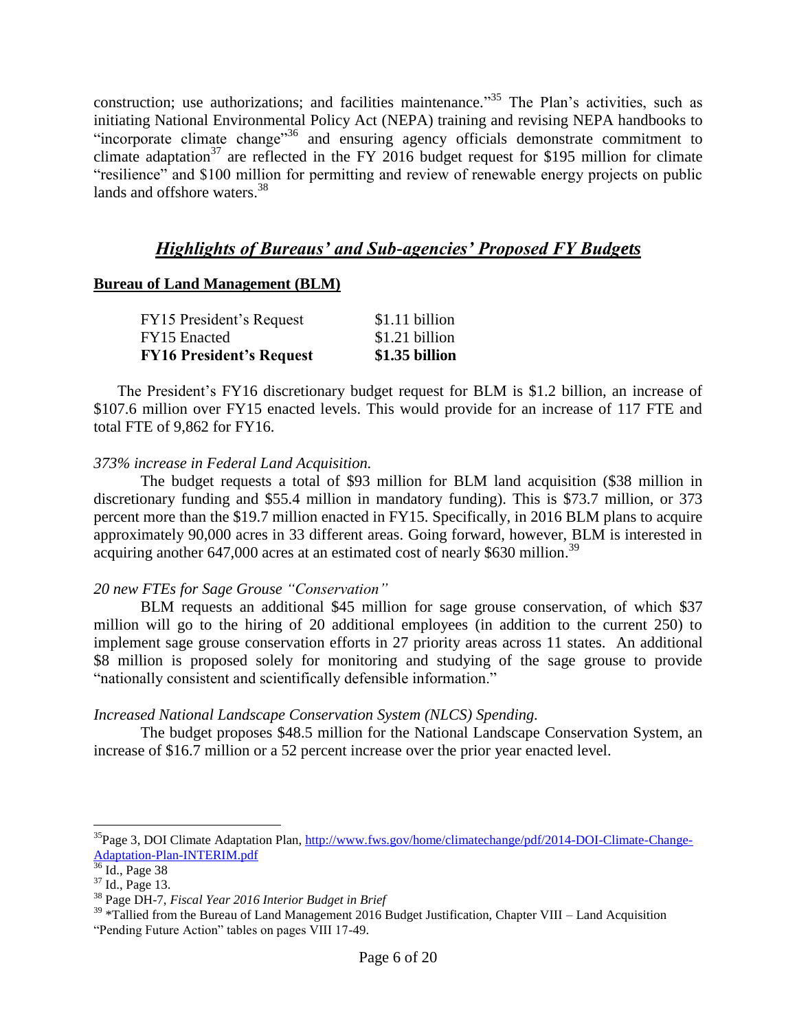construction; use authorizations; and facilities maintenance."[35] The Plan's activities, such as initiating National Environmental Policy Act (NEPA) training and revising NEPA handbooks to "incorporate climate change"[36] and ensuring agency officials demonstrate commitment to climate adaptation[37] are reflected in the FY 2016 budget request for $195 million for climate "resilience" and $100 million for permitting and review of renewable energy projects on public lands and offshore waters.[38]

## *Highlights of Bureaus' and Sub-agencies' Proposed FY Budgets*

**Bureau of Land Management (BLM)**

| | |
|---|---|
| FY15 President's Request | $1.11 billion |
| FY15 Enacted | $1.21 billion |
| **FY16 President's Request** | **$1.35 billion** |

The President's FY16 discretionary budget request for BLM is $1.2 billion, an increase of $107.6 million over FY15 enacted levels. This would provide for an increase of 117 FTE and total FTE of 9,862 for FY16.

*373% increase in Federal Land Acquisition.*

The budget requests a total of $93 million for BLM land acquisition ($38 million in discretionary funding and $55.4 million in mandatory funding). This is $73.7 million, or 373 percent more than the $19.7 million enacted in FY15. Specifically, in 2016 BLM plans to acquire approximately 90,000 acres in 33 different areas. Going forward, however, BLM is interested in acquiring another 647,000 acres at an estimated cost of nearly $630 million.[39]

*20 new FTEs for Sage Grouse "Conservation"*

BLM requests an additional $45 million for sage grouse conservation, of which $37 million will go to the hiring of 20 additional employees (in addition to the current 250) to implement sage grouse conservation efforts in 27 priority areas across 11 states. An additional $8 million is proposed solely for monitoring and studying of the sage grouse to provide "nationally consistent and scientifically defensible information."

*Increased National Landscape Conservation System (NLCS) Spending.*

The budget proposes $48.5 million for the National Landscape Conservation System, an increase of $16.7 million or a 52 percent increase over the prior year enacted level.

---

[35] Page 3, DOI Climate Adaptation Plan, http://www.fws.gov/home/climatechange/pdf/2014-DOI-Climate-Change-Adaptation-Plan-INTERIM.pdf

[36] Id., Page 38

[37] Id., Page 13.

[38] Page DH-7, *Fiscal Year 2016 Interior Budget in Brief*

[39] *Tallied from the Bureau of Land Management 2016 Budget Justification, Chapter VIII – Land Acquisition "Pending Future Action" tables on pages VIII 17-49.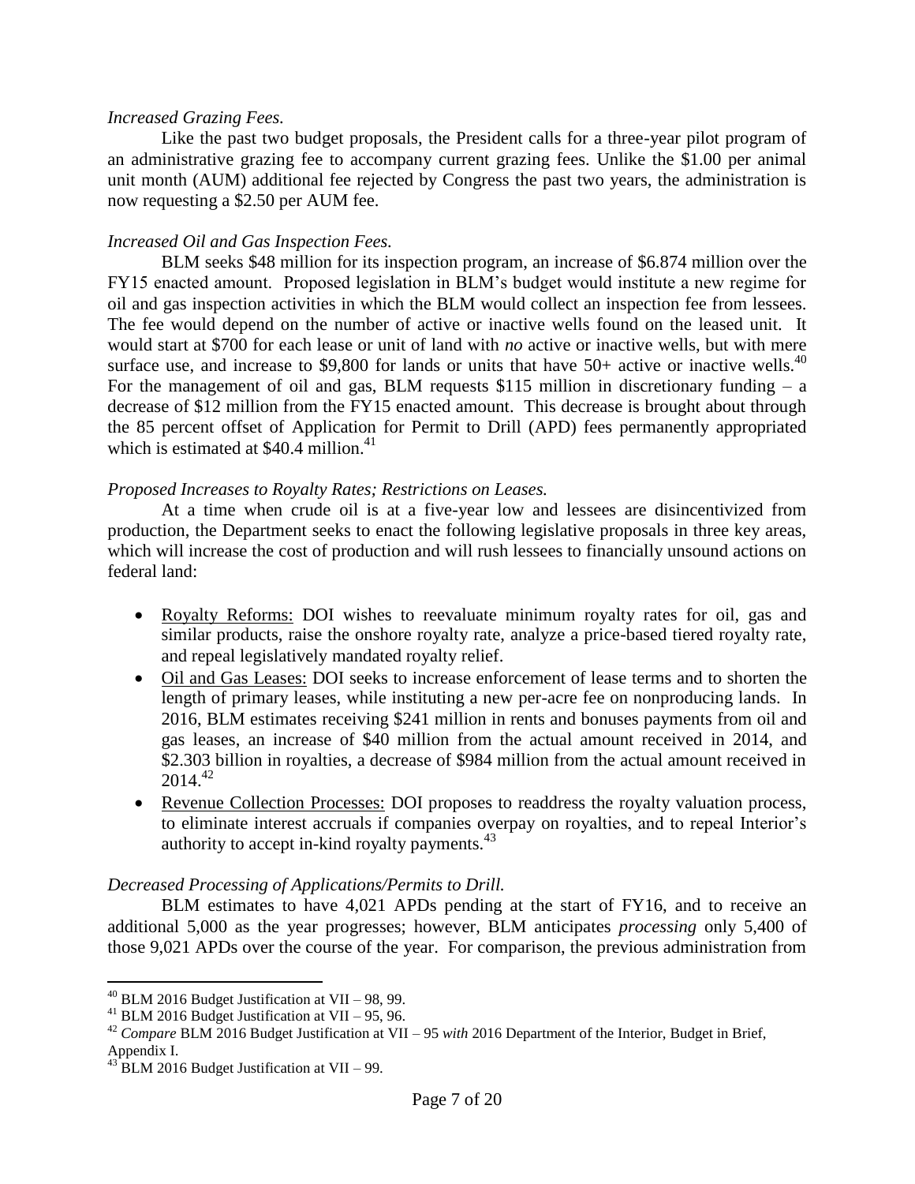*Increased Grazing Fees.*

Like the past two budget proposals, the President calls for a three-year pilot program of an administrative grazing fee to accompany current grazing fees. Unlike the $1.00 per animal unit month (AUM) additional fee rejected by Congress the past two years, the administration is now requesting a $2.50 per AUM fee.

*Increased Oil and Gas Inspection Fees.*

BLM seeks $48 million for its inspection program, an increase of $6.874 million over the FY15 enacted amount. Proposed legislation in BLM's budget would institute a new regime for oil and gas inspection activities in which the BLM would collect an inspection fee from lessees. The fee would depend on the number of active or inactive wells found on the leased unit. It would start at $700 for each lease or unit of land with *no* active or inactive wells, but with mere surface use, and increase to $9,800 for lands or units that have 50+ active or inactive wells.[40] For the management of oil and gas, BLM requests $115 million in discretionary funding – a decrease of $12 million from the FY15 enacted amount. This decrease is brought about through the 85 percent offset of Application for Permit to Drill (APD) fees permanently appropriated which is estimated at $40.4 million.[41]

*Proposed Increases to Royalty Rates; Restrictions on Leases.*

At a time when crude oil is at a five-year low and lessees are disincentivized from production, the Department seeks to enact the following legislative proposals in three key areas, which will increase the cost of production and will rush lessees to financially unsound actions on federal land:

- Royalty Reforms: DOI wishes to reevaluate minimum royalty rates for oil, gas and similar products, raise the onshore royalty rate, analyze a price-based tiered royalty rate, and repeal legislatively mandated royalty relief.
- Oil and Gas Leases: DOI seeks to increase enforcement of lease terms and to shorten the length of primary leases, while instituting a new per-acre fee on nonproducing lands. In 2016, BLM estimates receiving $241 million in rents and bonuses payments from oil and gas leases, an increase of $40 million from the actual amount received in 2014, and $2.303 billion in royalties, a decrease of $984 million from the actual amount received in 2014.[42]
- Revenue Collection Processes: DOI proposes to readdress the royalty valuation process, to eliminate interest accruals if companies overpay on royalties, and to repeal Interior's authority to accept in-kind royalty payments.[43]

*Decreased Processing of Applications/Permits to Drill.*

BLM estimates to have 4,021 APDs pending at the start of FY16, and to receive an additional 5,000 as the year progresses; however, BLM anticipates *processing* only 5,400 of those 9,021 APDs over the course of the year. For comparison, the previous administration from

---

[40] BLM 2016 Budget Justification at VII – 98, 99.

[41] BLM 2016 Budget Justification at VII – 95, 96.

[42] *Compare* BLM 2016 Budget Justification at VII – 95 *with* 2016 Department of the Interior, Budget in Brief, Appendix I.

[43] BLM 2016 Budget Justification at VII – 99.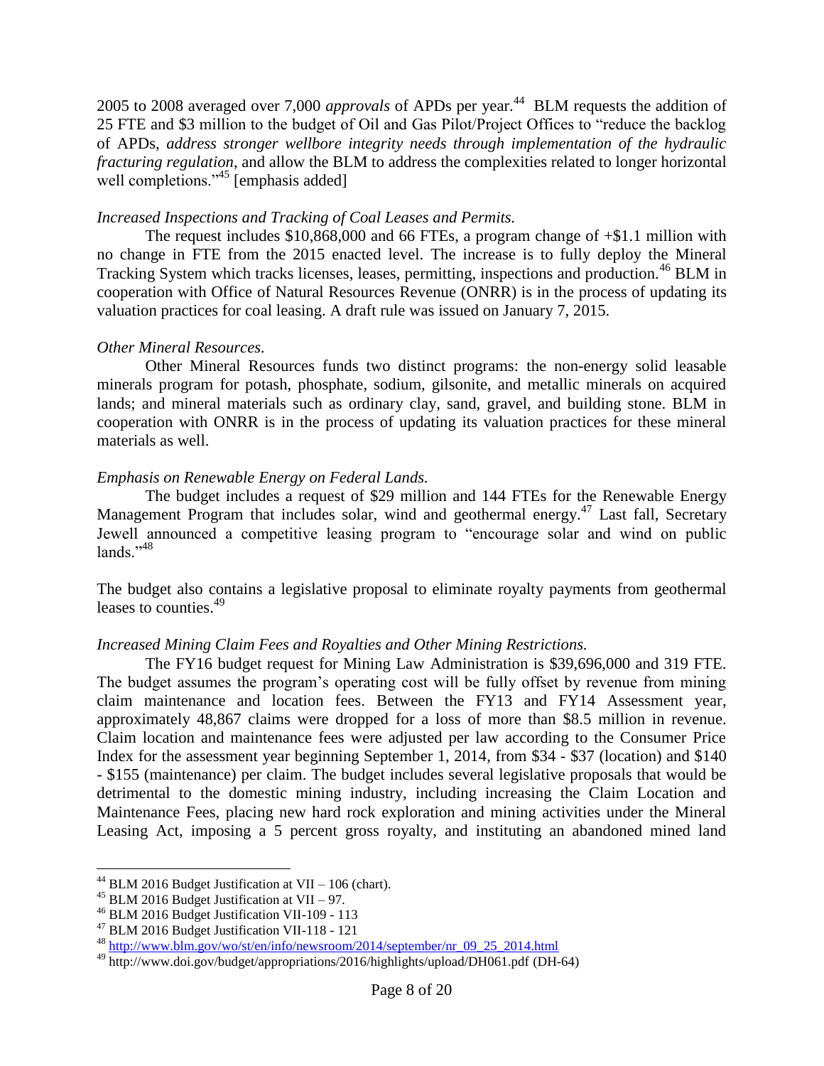2005 to 2008 averaged over 7,000 *approvals* of APDs per year.[44] BLM requests the addition of 25 FTE and $3 million to the budget of Oil and Gas Pilot/Project Offices to "reduce the backlog of APDs, *address stronger wellbore integrity needs through implementation of the hydraulic fracturing regulation*, and allow the BLM to address the complexities related to longer horizontal well completions."[45] [emphasis added]

*Increased Inspections and Tracking of Coal Leases and Permits.*

The request includes $10,868,000 and 66 FTEs, a program change of +$1.1 million with no change in FTE from the 2015 enacted level. The increase is to fully deploy the Mineral Tracking System which tracks licenses, leases, permitting, inspections and production.[46] BLM in cooperation with Office of Natural Resources Revenue (ONRR) is in the process of updating its valuation practices for coal leasing. A draft rule was issued on January 7, 2015.

*Other Mineral Resources.*

Other Mineral Resources funds two distinct programs: the non-energy solid leasable minerals program for potash, phosphate, sodium, gilsonite, and metallic minerals on acquired lands; and mineral materials such as ordinary clay, sand, gravel, and building stone. BLM in cooperation with ONRR is in the process of updating its valuation practices for these mineral materials as well.

*Emphasis on Renewable Energy on Federal Lands.*

The budget includes a request of $29 million and 144 FTEs for the Renewable Energy Management Program that includes solar, wind and geothermal energy.[47] Last fall, Secretary Jewell announced a competitive leasing program to "encourage solar and wind on public lands."[48]

The budget also contains a legislative proposal to eliminate royalty payments from geothermal leases to counties.[49]

*Increased Mining Claim Fees and Royalties and Other Mining Restrictions.*

The FY16 budget request for Mining Law Administration is $39,696,000 and 319 FTE. The budget assumes the program's operating cost will be fully offset by revenue from mining claim maintenance and location fees. Between the FY13 and FY14 Assessment year, approximately 48,867 claims were dropped for a loss of more than $8.5 million in revenue. Claim location and maintenance fees were adjusted per law according to the Consumer Price Index for the assessment year beginning September 1, 2014, from $34 - $37 (location) and $140 - $155 (maintenance) per claim. The budget includes several legislative proposals that would be detrimental to the domestic mining industry, including increasing the Claim Location and Maintenance Fees, placing new hard rock exploration and mining activities under the Mineral Leasing Act, imposing a 5 percent gross royalty, and instituting an abandoned mined land

---

[44] BLM 2016 Budget Justification at VII – 106 (chart).

[45] BLM 2016 Budget Justification at VII – 97.

[46] BLM 2016 Budget Justification VII-109 - 113

[47] BLM 2016 Budget Justification VII-118 - 121

[48] http://www.blm.gov/wo/st/en/info/newsroom/2014/september/nr_09_25_2014.html

[49] http://www.doi.gov/budget/appropriations/2016/highlights/upload/DH061.pdf (DH-64)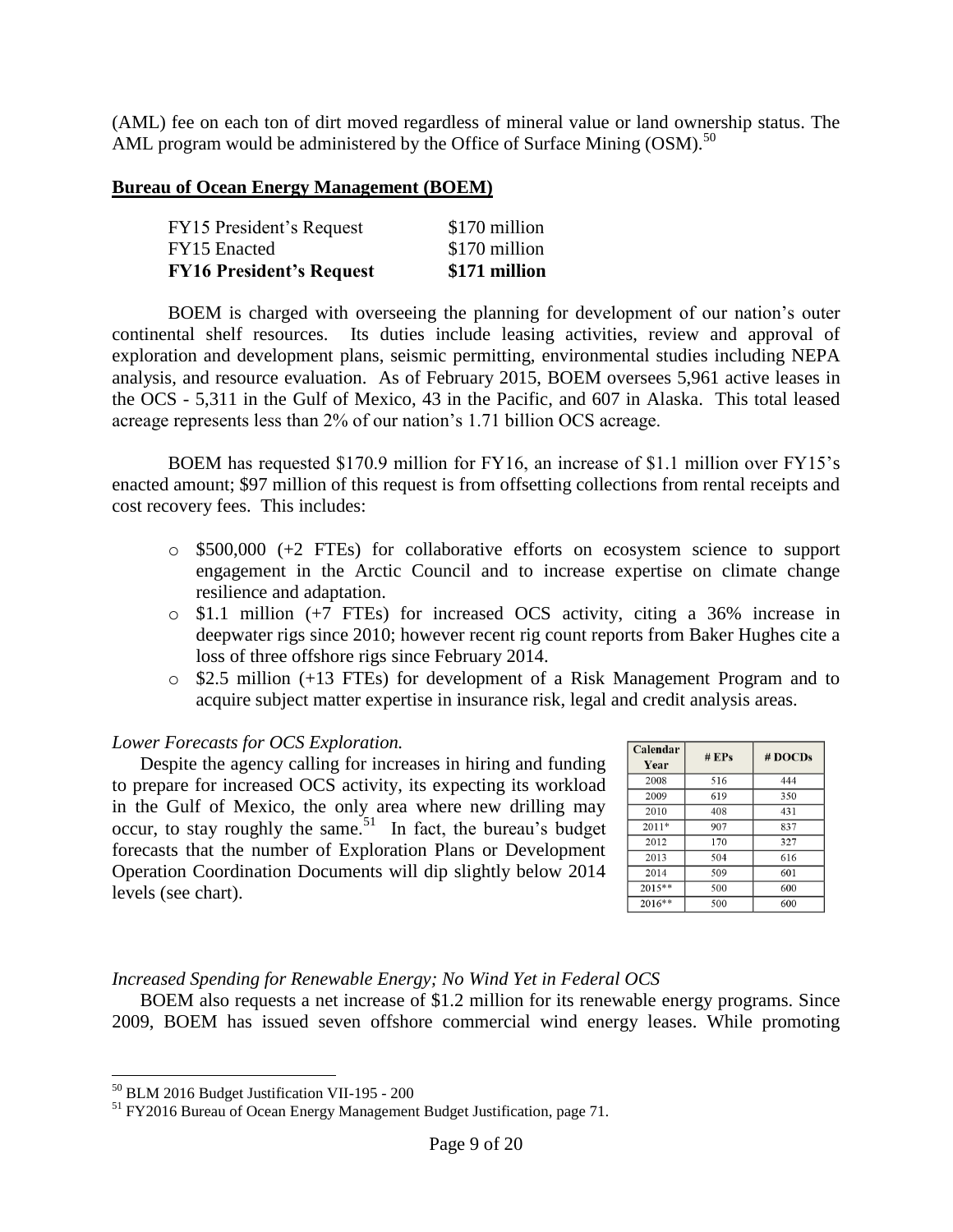(AML) fee on each ton of dirt moved regardless of mineral value or land ownership status. The AML program would be administered by the Office of Surface Mining (OSM).[50]

**Bureau of Ocean Energy Management (BOEM)**

| | |
|---|---|
| FY15 President's Request | \$170 million |
| FY15 Enacted | \$170 million |
| **FY16 President's Request** | **\$171 million** |

BOEM is charged with overseeing the planning for development of our nation's outer continental shelf resources. Its duties include leasing activities, review and approval of exploration and development plans, seismic permitting, environmental studies including NEPA analysis, and resource evaluation. As of February 2015, BOEM oversees 5,961 active leases in the OCS - 5,311 in the Gulf of Mexico, 43 in the Pacific, and 607 in Alaska. This total leased acreage represents less than 2% of our nation's 1.71 billion OCS acreage.

BOEM has requested \$170.9 million for FY16, an increase of \$1.1 million over FY15's enacted amount; \$97 million of this request is from offsetting collections from rental receipts and cost recovery fees. This includes:

- \$500,000 (+2 FTEs) for collaborative efforts on ecosystem science to support engagement in the Arctic Council and to increase expertise on climate change resilience and adaptation.
- \$1.1 million (+7 FTEs) for increased OCS activity, citing a 36% increase in deepwater rigs since 2010; however recent rig count reports from Baker Hughes cite a loss of three offshore rigs since February 2014.
- \$2.5 million (+13 FTEs) for development of a Risk Management Program and to acquire subject matter expertise in insurance risk, legal and credit analysis areas.

*Lower Forecasts for OCS Exploration.*

Despite the agency calling for increases in hiring and funding to prepare for increased OCS activity, its expecting its workload in the Gulf of Mexico, the only area where new drilling may occur, to stay roughly the same.[51] In fact, the bureau's budget forecasts that the number of Exploration Plans or Development Operation Coordination Documents will dip slightly below 2014 levels (see chart).

| Calendar Year | # EPs | # DOCDs |
|---|---|---|
| 2008 | 516 | 444 |
| 2009 | 619 | 350 |
| 2010 | 408 | 431 |
| 2011* | 907 | 837 |
| 2012 | 170 | 327 |
| 2013 | 504 | 616 |
| 2014 | 509 | 601 |
| 2015** | 500 | 600 |
| 2016** | 500 | 600 |

*Increased Spending for Renewable Energy; No Wind Yet in Federal OCS*

BOEM also requests a net increase of \$1.2 million for its renewable energy programs. Since 2009, BOEM has issued seven offshore commercial wind energy leases. While promoting

[50] BLM 2016 Budget Justification VII-195 - 200

[51] FY2016 Bureau of Ocean Energy Management Budget Justification, page 71.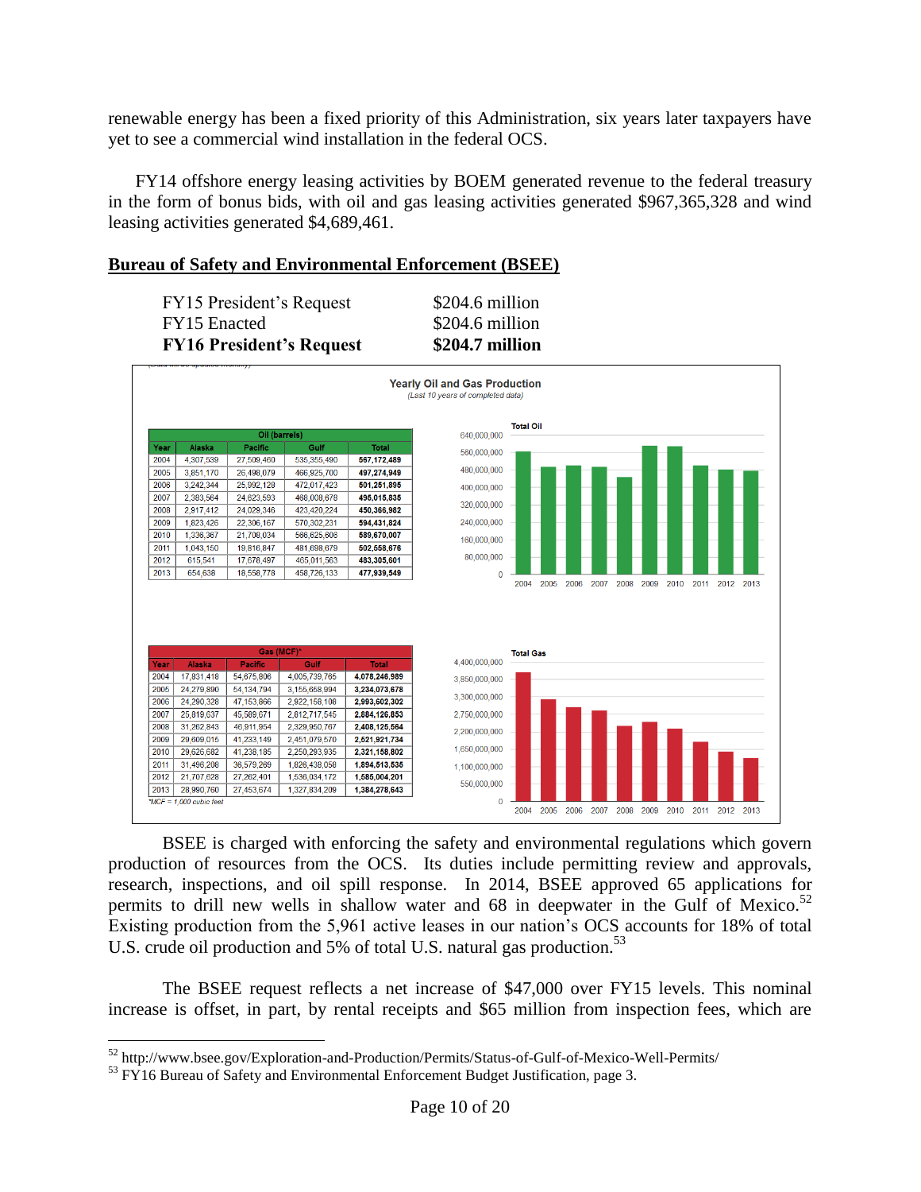renewable energy has been a fixed priority of this Administration, six years later taxpayers have yet to see a commercial wind installation in the federal OCS.

FY14 offshore energy leasing activities by BOEM generated revenue to the federal treasury in the form of bonus bids, with oil and gas leasing activities generated $967,365,328 and wind leasing activities generated $4,689,461.

## Bureau of Safety and Environmental Enforcement (BSEE)

| | |
|---|---|
| FY15 President's Request | $204.6 million |
| FY15 Enacted | $204.6 million |
| **FY16 President's Request** | **$204.7 million** |

**Yearly Oil and Gas Production**
*(Last 10 years of completed data)*

| Oil (barrels) | | | | |
|---|---|---|---|---|
| Year | Alaska | Pacific | Gulf | Total |
| 2004 | 4,307,539 | 27,509,460 | 535,355,490 | **567,172,489** |
| 2005 | 3,851,170 | 26,498,079 | 466,925,700 | **497,274,949** |
| 2006 | 3,242,344 | 25,992,128 | 472,017,423 | **501,251,895** |
| 2007 | 2,383,564 | 24,623,593 | 468,008,678 | **495,015,835** |
| 2008 | 2,917,412 | 24,029,346 | 423,420,224 | **450,366,982** |
| 2009 | 1,823,426 | 22,306,167 | 570,302,231 | **594,431,824** |
| 2010 | 1,336,367 | 21,708,034 | 566,625,606 | **589,670,007** |
| 2011 | 1,043,150 | 19,816,847 | 481,698,679 | **502,558,676** |
| 2012 | 615,541 | 17,678,497 | 465,011,563 | **483,305,601** |
| 2013 | 654,638 | 18,558,778 | 458,726,133 | **477,939,549** |

| Gas (MCF)* | | | | |
|---|---|---|---|---|
| Year | Alaska | Pacific | Gulf | Total |
| 2004 | 17,831,418 | 54,675,806 | 4,005,739,765 | **4,078,246,989** |
| 2005 | 24,279,890 | 54,134,794 | 3,155,658,994 | **3,234,073,678** |
| 2006 | 24,290,328 | 47,153,866 | 2,922,158,108 | **2,993,602,302** |
| 2007 | 25,819,637 | 45,589,671 | 2,812,717,545 | **2,884,126,853** |
| 2008 | 31,262,843 | 46,911,954 | 2,329,950,767 | **2,408,125,564** |
| 2009 | 29,609,015 | 41,233,149 | 2,451,079,570 | **2,521,921,734** |
| 2010 | 29,626,682 | 41,238,185 | 2,250,293,935 | **2,321,158,802** |
| 2011 | 31,496,208 | 36,579,269 | 1,826,438,058 | **1,894,513,535** |
| 2012 | 21,707,628 | 27,262,401 | 1,536,034,172 | **1,585,004,201** |
| 2013 | 28,990,760 | 27,453,674 | 1,327,834,209 | **1,384,278,643** |

*MCF = 1,000 cubic feet

BSEE is charged with enforcing the safety and environmental regulations which govern production of resources from the OCS. Its duties include permitting review and approvals, research, inspections, and oil spill response. In 2014, BSEE approved 65 applications for permits to drill new wells in shallow water and 68 in deepwater in the Gulf of Mexico.[52] Existing production from the 5,961 active leases in our nation's OCS accounts for 18% of total U.S. crude oil production and 5% of total U.S. natural gas production.[53]

The BSEE request reflects a net increase of $47,000 over FY15 levels. This nominal increase is offset, in part, by rental receipts and $65 million from inspection fees, which are

[52] http://www.bsee.gov/Exploration-and-Production/Permits/Status-of-Gulf-of-Mexico-Well-Permits/

[53] FY16 Bureau of Safety and Environmental Enforcement Budget Justification, page 3.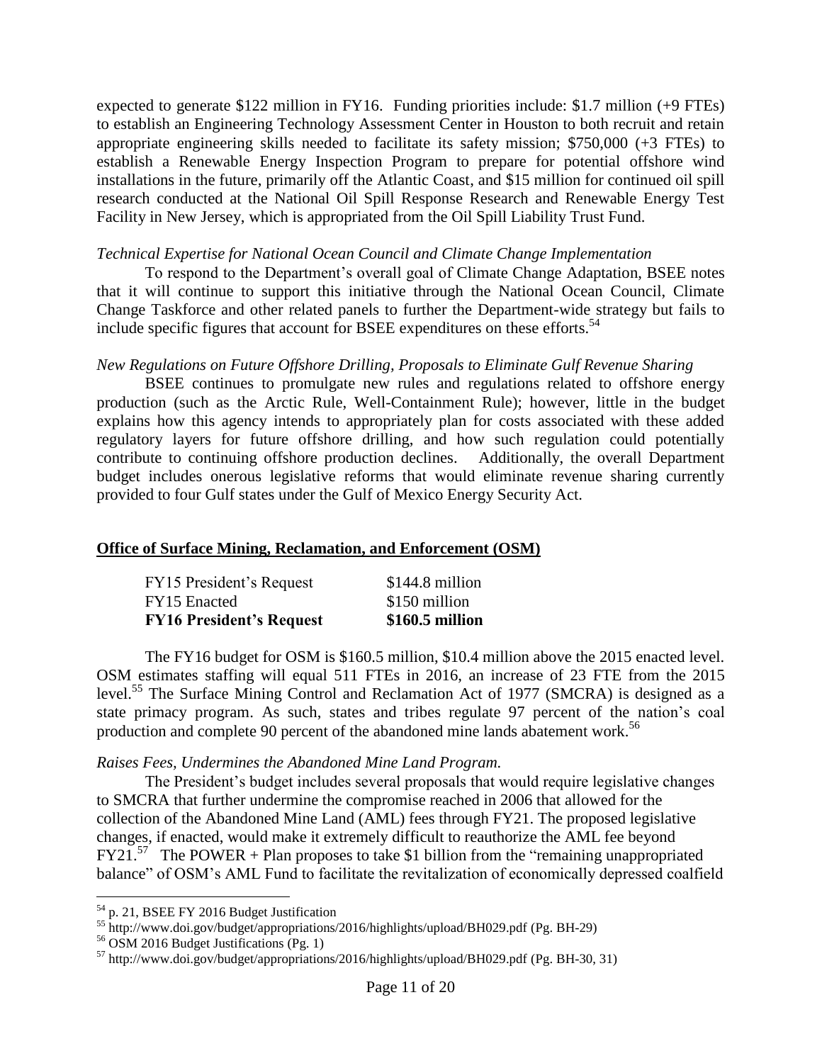expected to generate $122 million in FY16. Funding priorities include: $1.7 million (+9 FTEs) to establish an Engineering Technology Assessment Center in Houston to both recruit and retain appropriate engineering skills needed to facilitate its safety mission; $750,000 (+3 FTEs) to establish a Renewable Energy Inspection Program to prepare for potential offshore wind installations in the future, primarily off the Atlantic Coast, and $15 million for continued oil spill research conducted at the National Oil Spill Response Research and Renewable Energy Test Facility in New Jersey, which is appropriated from the Oil Spill Liability Trust Fund.

*Technical Expertise for National Ocean Council and Climate Change Implementation*

To respond to the Department's overall goal of Climate Change Adaptation, BSEE notes that it will continue to support this initiative through the National Ocean Council, Climate Change Taskforce and other related panels to further the Department-wide strategy but fails to include specific figures that account for BSEE expenditures on these efforts.[54]

*New Regulations on Future Offshore Drilling, Proposals to Eliminate Gulf Revenue Sharing*

BSEE continues to promulgate new rules and regulations related to offshore energy production (such as the Arctic Rule, Well-Containment Rule); however, little in the budget explains how this agency intends to appropriately plan for costs associated with these added regulatory layers for future offshore drilling, and how such regulation could potentially contribute to continuing offshore production declines. Additionally, the overall Department budget includes onerous legislative reforms that would eliminate revenue sharing currently provided to four Gulf states under the Gulf of Mexico Energy Security Act.

## **Office of Surface Mining, Reclamation, and Enforcement (OSM)**

| | |
|---|---|
| FY15 President's Request | $144.8 million |
| FY15 Enacted | $150 million |
| **FY16 President's Request** | **$160.5 million** |

The FY16 budget for OSM is $160.5 million, $10.4 million above the 2015 enacted level. OSM estimates staffing will equal 511 FTEs in 2016, an increase of 23 FTE from the 2015 level.[55] The Surface Mining Control and Reclamation Act of 1977 (SMCRA) is designed as a state primacy program. As such, states and tribes regulate 97 percent of the nation's coal production and complete 90 percent of the abandoned mine lands abatement work.[56]

*Raises Fees, Undermines the Abandoned Mine Land Program.*

The President's budget includes several proposals that would require legislative changes to SMCRA that further undermine the compromise reached in 2006 that allowed for the collection of the Abandoned Mine Land (AML) fees through FY21. The proposed legislative changes, if enacted, would make it extremely difficult to reauthorize the AML fee beyond FY21.[57] The POWER + Plan proposes to take $1 billion from the "remaining unappropriated balance" of OSM's AML Fund to facilitate the revitalization of economically depressed coalfield

---

[54] p. 21, BSEE FY 2016 Budget Justification

[55] http://www.doi.gov/budget/appropriations/2016/highlights/upload/BH029.pdf (Pg. BH-29)

[56] OSM 2016 Budget Justifications (Pg. 1)

[57] http://www.doi.gov/budget/appropriations/2016/highlights/upload/BH029.pdf (Pg. BH-30, 31)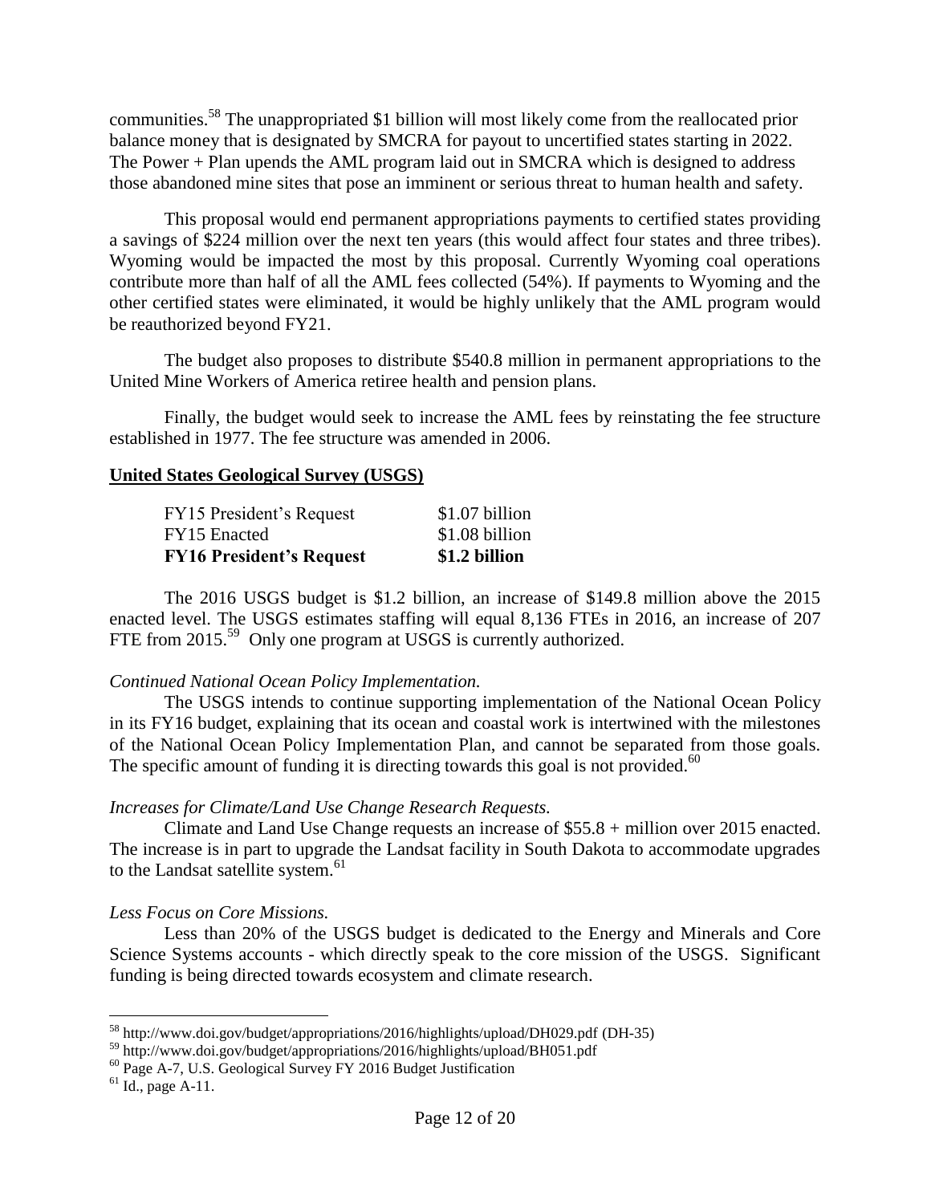communities.[58] The unappropriated $1 billion will most likely come from the reallocated prior balance money that is designated by SMCRA for payout to uncertified states starting in 2022. The Power + Plan upends the AML program laid out in SMCRA which is designed to address those abandoned mine sites that pose an imminent or serious threat to human health and safety.

This proposal would end permanent appropriations payments to certified states providing a savings of $224 million over the next ten years (this would affect four states and three tribes). Wyoming would be impacted the most by this proposal. Currently Wyoming coal operations contribute more than half of all the AML fees collected (54%). If payments to Wyoming and the other certified states were eliminated, it would be highly unlikely that the AML program would be reauthorized beyond FY21.

The budget also proposes to distribute $540.8 million in permanent appropriations to the United Mine Workers of America retiree health and pension plans.

Finally, the budget would seek to increase the AML fees by reinstating the fee structure established in 1977. The fee structure was amended in 2006.

## United States Geological Survey (USGS)

| | |
|---|---|
| FY15 President's Request | $1.07 billion |
| FY15 Enacted | $1.08 billion |
| **FY16 President's Request** | **$1.2 billion** |

The 2016 USGS budget is $1.2 billion, an increase of $149.8 million above the 2015 enacted level. The USGS estimates staffing will equal 8,136 FTEs in 2016, an increase of 207 FTE from 2015.[59] Only one program at USGS is currently authorized.

*Continued National Ocean Policy Implementation.*

The USGS intends to continue supporting implementation of the National Ocean Policy in its FY16 budget, explaining that its ocean and coastal work is intertwined with the milestones of the National Ocean Policy Implementation Plan, and cannot be separated from those goals. The specific amount of funding it is directing towards this goal is not provided.[60]

*Increases for Climate/Land Use Change Research Requests.*

Climate and Land Use Change requests an increase of $55.8 + million over 2015 enacted. The increase is in part to upgrade the Landsat facility in South Dakota to accommodate upgrades to the Landsat satellite system.[61]

*Less Focus on Core Missions.*

Less than 20% of the USGS budget is dedicated to the Energy and Minerals and Core Science Systems accounts - which directly speak to the core mission of the USGS. Significant funding is being directed towards ecosystem and climate research.

---

[58] http://www.doi.gov/budget/appropriations/2016/highlights/upload/DH029.pdf (DH-35)

[59] http://www.doi.gov/budget/appropriations/2016/highlights/upload/BH051.pdf

[60] Page A-7, U.S. Geological Survey FY 2016 Budget Justification

[61] Id., page A-11.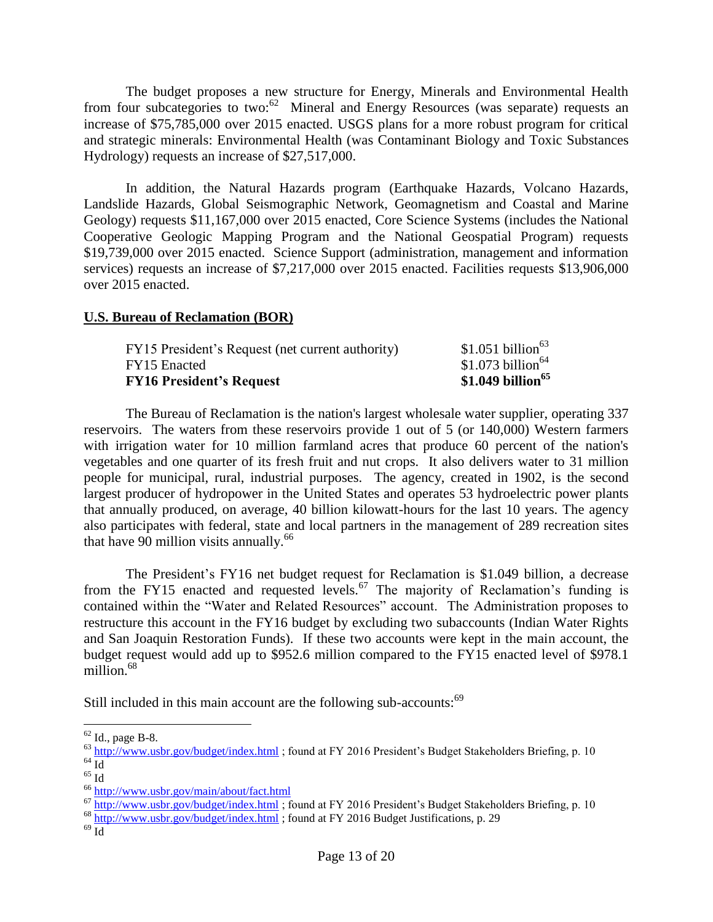The budget proposes a new structure for Energy, Minerals and Environmental Health from four subcategories to two:[62] Mineral and Energy Resources (was separate) requests an increase of $75,785,000 over 2015 enacted. USGS plans for a more robust program for critical and strategic minerals: Environmental Health (was Contaminant Biology and Toxic Substances Hydrology) requests an increase of $27,517,000.

In addition, the Natural Hazards program (Earthquake Hazards, Volcano Hazards, Landslide Hazards, Global Seismographic Network, Geomagnetism and Coastal and Marine Geology) requests $11,167,000 over 2015 enacted, Core Science Systems (includes the National Cooperative Geologic Mapping Program and the National Geospatial Program) requests $19,739,000 over 2015 enacted. Science Support (administration, management and information services) requests an increase of $7,217,000 over 2015 enacted. Facilities requests $13,906,000 over 2015 enacted.

## U.S. Bureau of Reclamation (BOR)

| | |
|---|---|
| FY15 President's Request (net current authority) | $1.051 billion[63] |
| FY15 Enacted | $1.073 billion[64] |
| **FY16 President's Request** | **$1.049 billion[65]** |

The Bureau of Reclamation is the nation's largest wholesale water supplier, operating 337 reservoirs. The waters from these reservoirs provide 1 out of 5 (or 140,000) Western farmers with irrigation water for 10 million farmland acres that produce 60 percent of the nation's vegetables and one quarter of its fresh fruit and nut crops. It also delivers water to 31 million people for municipal, rural, industrial purposes. The agency, created in 1902, is the second largest producer of hydropower in the United States and operates 53 hydroelectric power plants that annually produced, on average, 40 billion kilowatt-hours for the last 10 years. The agency also participates with federal, state and local partners in the management of 289 recreation sites that have 90 million visits annually.[66]

The President's FY16 net budget request for Reclamation is $1.049 billion, a decrease from the FY15 enacted and requested levels.[67] The majority of Reclamation's funding is contained within the "Water and Related Resources" account. The Administration proposes to restructure this account in the FY16 budget by excluding two subaccounts (Indian Water Rights and San Joaquin Restoration Funds). If these two accounts were kept in the main account, the budget request would add up to $952.6 million compared to the FY15 enacted level of $978.1 million.[68]

Still included in this main account are the following sub-accounts:[69]

---

[62] Id., page B-8.

[63] http://www.usbr.gov/budget/index.html ; found at FY 2016 President's Budget Stakeholders Briefing, p. 10

[64] Id

[65] Id

[66] http://www.usbr.gov/main/about/fact.html

[67] http://www.usbr.gov/budget/index.html ; found at FY 2016 President's Budget Stakeholders Briefing, p. 10

[68] http://www.usbr.gov/budget/index.html ; found at FY 2016 Budget Justifications, p. 29

[69] Id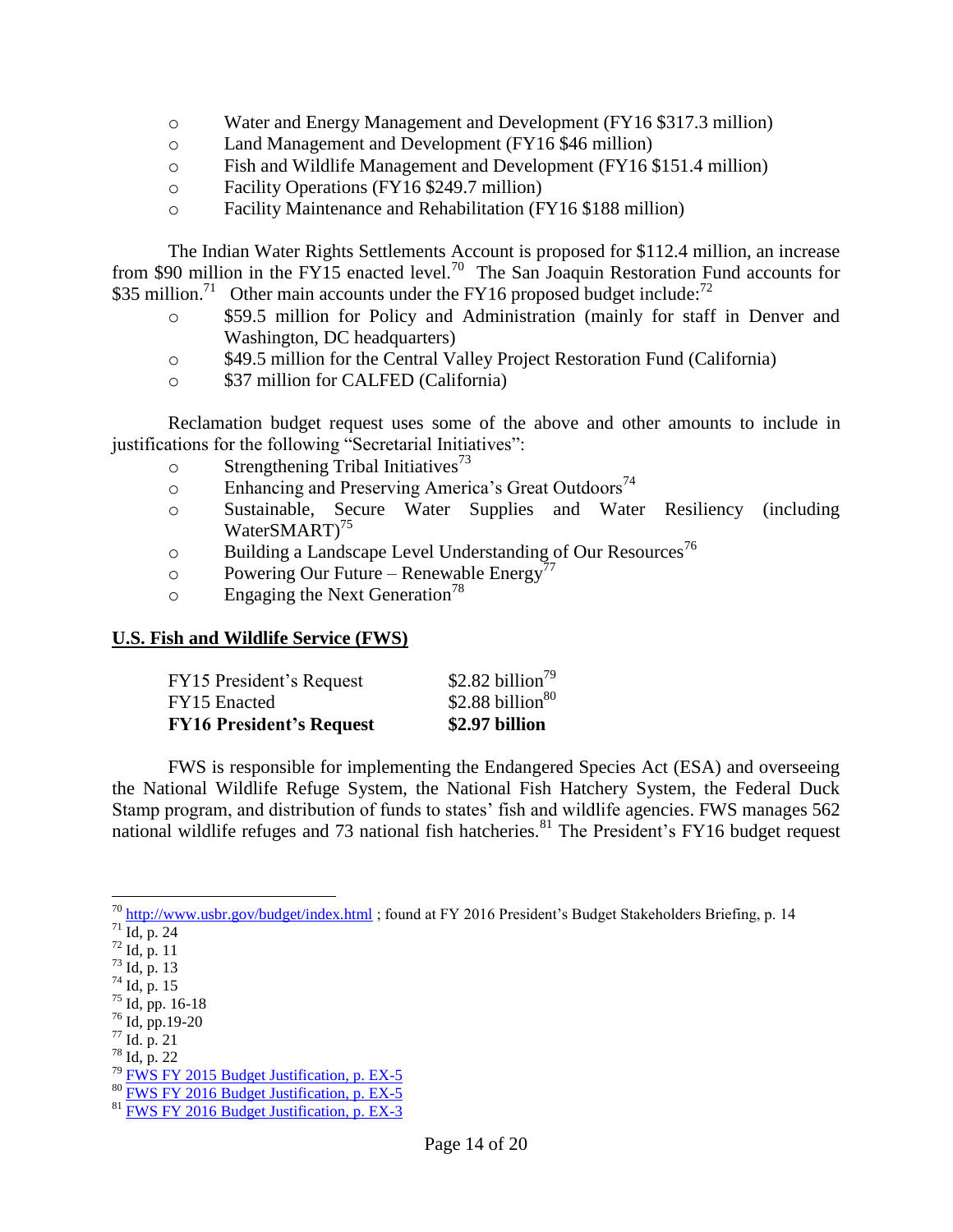- Water and Energy Management and Development (FY16 $317.3 million)
- Land Management and Development (FY16 $46 million)
- Fish and Wildlife Management and Development (FY16 $151.4 million)
- Facility Operations (FY16 $249.7 million)
- Facility Maintenance and Rehabilitation (FY16 $188 million)

The Indian Water Rights Settlements Account is proposed for $112.4 million, an increase from $90 million in the FY15 enacted level.[70] The San Joaquin Restoration Fund accounts for $35 million.[71] Other main accounts under the FY16 proposed budget include:[72]

- $59.5 million for Policy and Administration (mainly for staff in Denver and Washington, DC headquarters)
- $49.5 million for the Central Valley Project Restoration Fund (California)
- $37 million for CALFED (California)

Reclamation budget request uses some of the above and other amounts to include in justifications for the following "Secretarial Initiatives":

- Strengthening Tribal Initiatives[73]
- Enhancing and Preserving America's Great Outdoors[74]
- Sustainable, Secure Water Supplies and Water Resiliency (including WaterSMART)[75]
- Building a Landscape Level Understanding of Our Resources[76]
- Powering Our Future – Renewable Energy[77]
- Engaging the Next Generation[78]

## U.S. Fish and Wildlife Service (FWS)

| | |
|---|---|
| FY15 President's Request | $2.82 billion[79] |
| FY15 Enacted | $2.88 billion[80] |
| **FY16 President's Request** | **$2.97 billion** |

FWS is responsible for implementing the Endangered Species Act (ESA) and overseeing the National Wildlife Refuge System, the National Fish Hatchery System, the Federal Duck Stamp program, and distribution of funds to states' fish and wildlife agencies. FWS manages 562 national wildlife refuges and 73 national fish hatcheries.[81] The President's FY16 budget request

---

[70] http://www.usbr.gov/budget/index.html ; found at FY 2016 President's Budget Stakeholders Briefing, p. 14
[71] Id, p. 24
[72] Id, p. 11
[73] Id, p. 13
[74] Id, p. 15
[75] Id, pp. 16-18
[76] Id, pp.19-20
[77] Id. p. 21
[78] Id, p. 22
[79] FWS FY 2015 Budget Justification, p. EX-5
[80] FWS FY 2016 Budget Justification, p. EX-5
[81] FWS FY 2016 Budget Justification, p. EX-3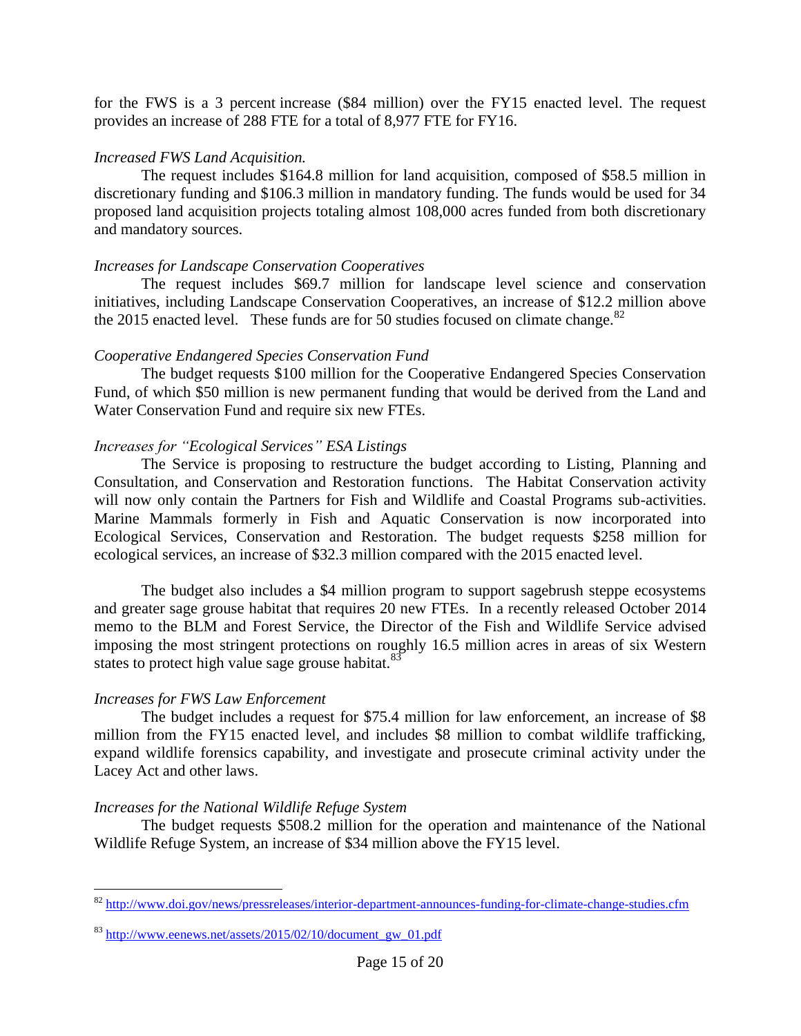for the FWS is a 3 percent increase ($84 million) over the FY15 enacted level. The request provides an increase of 288 FTE for a total of 8,977 FTE for FY16.

*Increased FWS Land Acquisition.*

The request includes $164.8 million for land acquisition, composed of $58.5 million in discretionary funding and $106.3 million in mandatory funding. The funds would be used for 34 proposed land acquisition projects totaling almost 108,000 acres funded from both discretionary and mandatory sources.

*Increases for Landscape Conservation Cooperatives*

The request includes $69.7 million for landscape level science and conservation initiatives, including Landscape Conservation Cooperatives, an increase of $12.2 million above the 2015 enacted level. These funds are for 50 studies focused on climate change.[82]

*Cooperative Endangered Species Conservation Fund*

The budget requests $100 million for the Cooperative Endangered Species Conservation Fund, of which $50 million is new permanent funding that would be derived from the Land and Water Conservation Fund and require six new FTEs.

*Increases for "Ecological Services" ESA Listings*

The Service is proposing to restructure the budget according to Listing, Planning and Consultation, and Conservation and Restoration functions. The Habitat Conservation activity will now only contain the Partners for Fish and Wildlife and Coastal Programs sub-activities. Marine Mammals formerly in Fish and Aquatic Conservation is now incorporated into Ecological Services, Conservation and Restoration. The budget requests $258 million for ecological services, an increase of $32.3 million compared with the 2015 enacted level.

The budget also includes a $4 million program to support sagebrush steppe ecosystems and greater sage grouse habitat that requires 20 new FTEs. In a recently released October 2014 memo to the BLM and Forest Service, the Director of the Fish and Wildlife Service advised imposing the most stringent protections on roughly 16.5 million acres in areas of six Western states to protect high value sage grouse habitat.[83]

*Increases for FWS Law Enforcement*

The budget includes a request for $75.4 million for law enforcement, an increase of $8 million from the FY15 enacted level, and includes $8 million to combat wildlife trafficking, expand wildlife forensics capability, and investigate and prosecute criminal activity under the Lacey Act and other laws.

*Increases for the National Wildlife Refuge System*

The budget requests $508.2 million for the operation and maintenance of the National Wildlife Refuge System, an increase of $34 million above the FY15 level.

---

[82] http://www.doi.gov/news/pressreleases/interior-department-announces-funding-for-climate-change-studies.cfm

[83] http://www.eenews.net/assets/2015/02/10/document_gw_01.pdf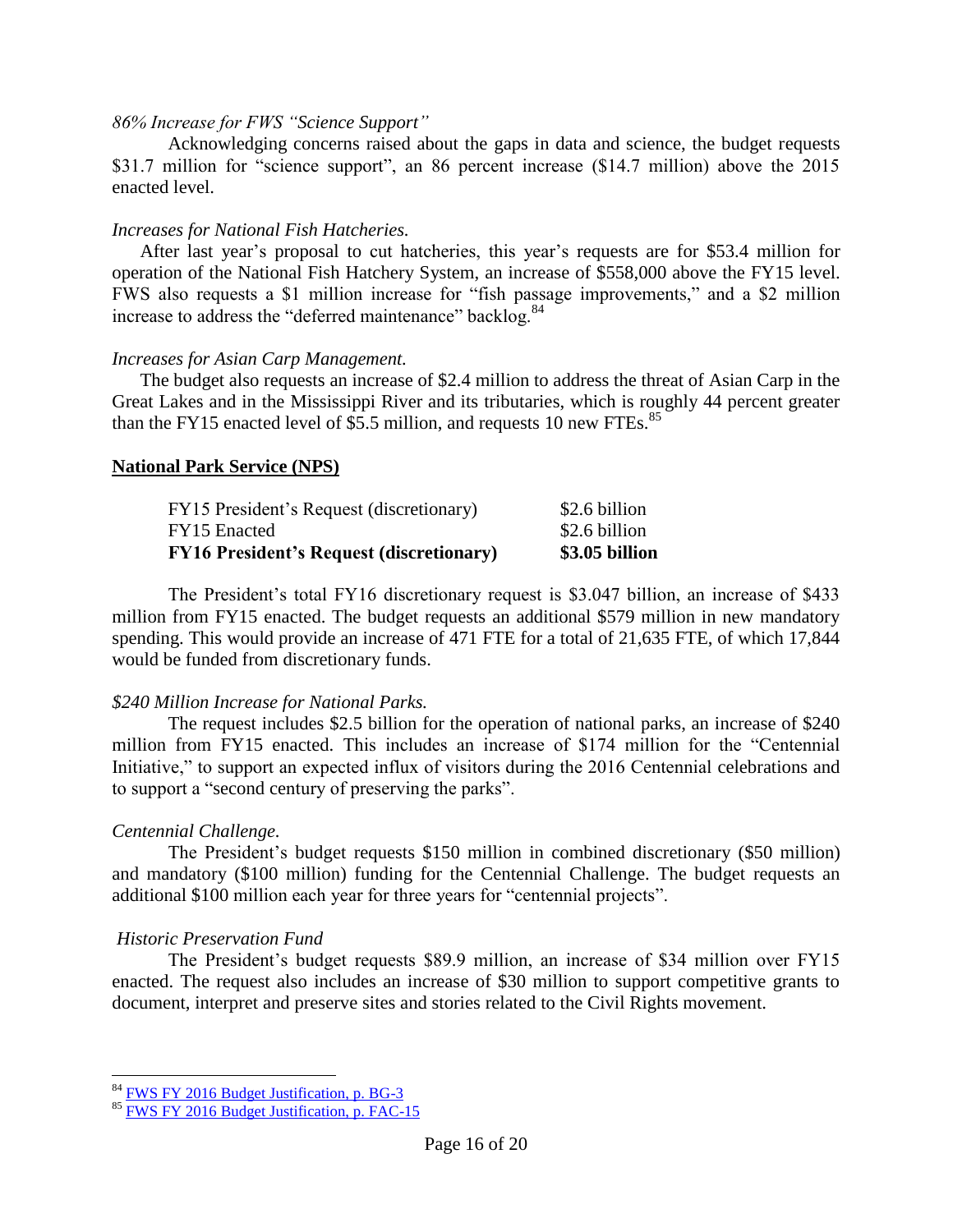*86% Increase for FWS "Science Support"*

Acknowledging concerns raised about the gaps in data and science, the budget requests $31.7 million for "science support", an 86 percent increase ($14.7 million) above the 2015 enacted level.

*Increases for National Fish Hatcheries.*

After last year's proposal to cut hatcheries, this year's requests are for $53.4 million for operation of the National Fish Hatchery System, an increase of $558,000 above the FY15 level. FWS also requests a $1 million increase for "fish passage improvements," and a $2 million increase to address the "deferred maintenance" backlog.[84]

*Increases for Asian Carp Management.*

The budget also requests an increase of $2.4 million to address the threat of Asian Carp in the Great Lakes and in the Mississippi River and its tributaries, which is roughly 44 percent greater than the FY15 enacted level of $5.5 million, and requests 10 new FTEs.[85]

**National Park Service (NPS)**

| | |
|---|---|
| FY15 President's Request (discretionary) | $2.6 billion |
| FY15 Enacted | $2.6 billion |
| **FY16 President's Request (discretionary)** | **$3.05 billion** |

The President's total FY16 discretionary request is $3.047 billion, an increase of $433 million from FY15 enacted. The budget requests an additional $579 million in new mandatory spending. This would provide an increase of 471 FTE for a total of 21,635 FTE, of which 17,844 would be funded from discretionary funds.

*$240 Million Increase for National Parks.*

The request includes $2.5 billion for the operation of national parks, an increase of $240 million from FY15 enacted. This includes an increase of $174 million for the "Centennial Initiative," to support an expected influx of visitors during the 2016 Centennial celebrations and to support a "second century of preserving the parks".

*Centennial Challenge.*

The President's budget requests $150 million in combined discretionary ($50 million) and mandatory ($100 million) funding for the Centennial Challenge. The budget requests an additional $100 million each year for three years for "centennial projects".

*Historic Preservation Fund*

The President's budget requests $89.9 million, an increase of $34 million over FY15 enacted. The request also includes an increase of $30 million to support competitive grants to document, interpret and preserve sites and stories related to the Civil Rights movement.

---

[84] FWS FY 2016 Budget Justification, p. BG-3

[85] FWS FY 2016 Budget Justification, p. FAC-15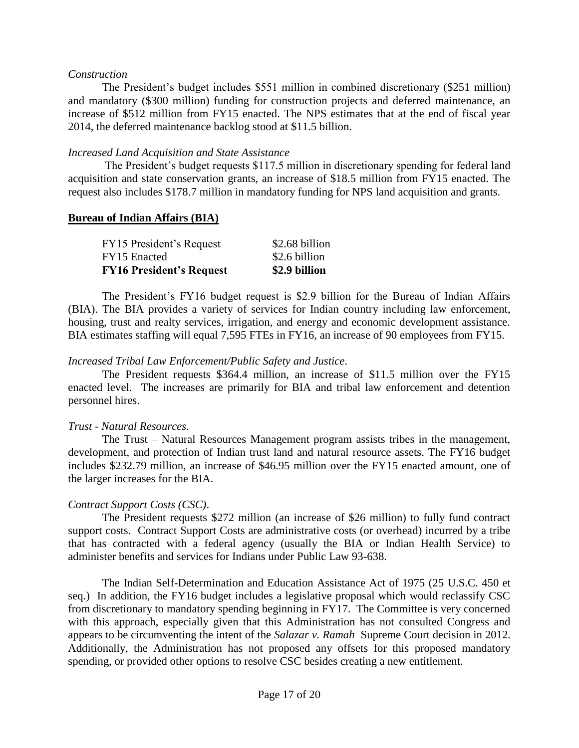*Construction*

The President's budget includes \$551 million in combined discretionary (\$251 million) and mandatory (\$300 million) funding for construction projects and deferred maintenance, an increase of \$512 million from FY15 enacted. The NPS estimates that at the end of fiscal year 2014, the deferred maintenance backlog stood at \$11.5 billion.

*Increased Land Acquisition and State Assistance*

The President's budget requests \$117.5 million in discretionary spending for federal land acquisition and state conservation grants, an increase of \$18.5 million from FY15 enacted. The request also includes \$178.7 million in mandatory funding for NPS land acquisition and grants.

## **Bureau of Indian Affairs (BIA)**

| | |
|---|---|
| FY15 President's Request | \$2.68 billion |
| FY15 Enacted | \$2.6 billion |
| **FY16 President's Request** | **\$2.9 billion** |

The President's FY16 budget request is \$2.9 billion for the Bureau of Indian Affairs (BIA). The BIA provides a variety of services for Indian country including law enforcement, housing, trust and realty services, irrigation, and energy and economic development assistance. BIA estimates staffing will equal 7,595 FTEs in FY16, an increase of 90 employees from FY15.

*Increased Tribal Law Enforcement/Public Safety and Justice*.

The President requests \$364.4 million, an increase of \$11.5 million over the FY15 enacted level. The increases are primarily for BIA and tribal law enforcement and detention personnel hires.

*Trust - Natural Resources*.

The Trust – Natural Resources Management program assists tribes in the management, development, and protection of Indian trust land and natural resource assets. The FY16 budget includes \$232.79 million, an increase of \$46.95 million over the FY15 enacted amount, one of the larger increases for the BIA.

*Contract Support Costs (CSC)*.

The President requests \$272 million (an increase of \$26 million) to fully fund contract support costs. Contract Support Costs are administrative costs (or overhead) incurred by a tribe that has contracted with a federal agency (usually the BIA or Indian Health Service) to administer benefits and services for Indians under Public Law 93-638.

The Indian Self-Determination and Education Assistance Act of 1975 (25 U.S.C. 450 et seq.) In addition, the FY16 budget includes a legislative proposal which would reclassify CSC from discretionary to mandatory spending beginning in FY17. The Committee is very concerned with this approach, especially given that this Administration has not consulted Congress and appears to be circumventing the intent of the *Salazar v. Ramah* Supreme Court decision in 2012. Additionally, the Administration has not proposed any offsets for this proposed mandatory spending, or provided other options to resolve CSC besides creating a new entitlement.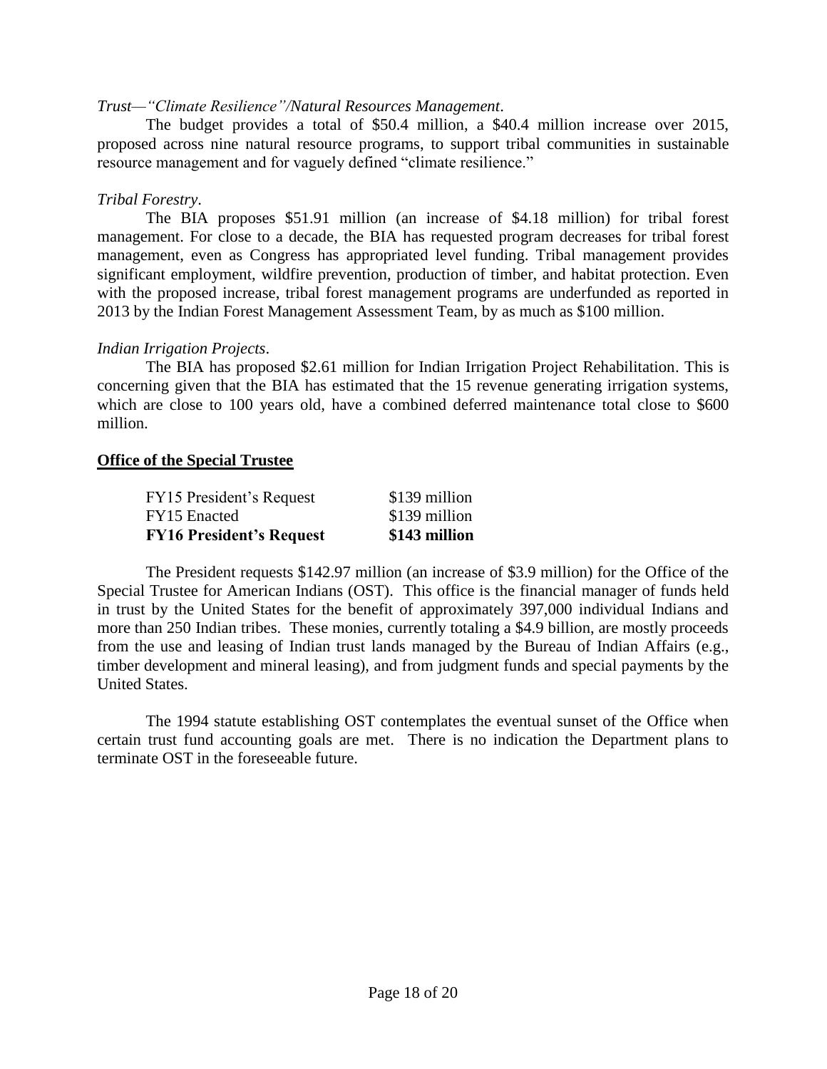*Trust—"Climate Resilience"/Natural Resources Management*.

The budget provides a total of $50.4 million, a $40.4 million increase over 2015, proposed across nine natural resource programs, to support tribal communities in sustainable resource management and for vaguely defined "climate resilience."

*Tribal Forestry*.

The BIA proposes $51.91 million (an increase of $4.18 million) for tribal forest management. For close to a decade, the BIA has requested program decreases for tribal forest management, even as Congress has appropriated level funding. Tribal management provides significant employment, wildfire prevention, production of timber, and habitat protection. Even with the proposed increase, tribal forest management programs are underfunded as reported in 2013 by the Indian Forest Management Assessment Team, by as much as $100 million.

*Indian Irrigation Projects*.

The BIA has proposed $2.61 million for Indian Irrigation Project Rehabilitation. This is concerning given that the BIA has estimated that the 15 revenue generating irrigation systems, which are close to 100 years old, have a combined deferred maintenance total close to $600 million.

## Office of the Special Trustee

| | |
|---|---|
| FY15 President's Request | $139 million |
| FY15 Enacted | $139 million |
| **FY16 President's Request** | **$143 million** |

The President requests $142.97 million (an increase of $3.9 million) for the Office of the Special Trustee for American Indians (OST). This office is the financial manager of funds held in trust by the United States for the benefit of approximately 397,000 individual Indians and more than 250 Indian tribes. These monies, currently totaling a $4.9 billion, are mostly proceeds from the use and leasing of Indian trust lands managed by the Bureau of Indian Affairs (e.g., timber development and mineral leasing), and from judgment funds and special payments by the United States.

The 1994 statute establishing OST contemplates the eventual sunset of the Office when certain trust fund accounting goals are met. There is no indication the Department plans to terminate OST in the foreseeable future.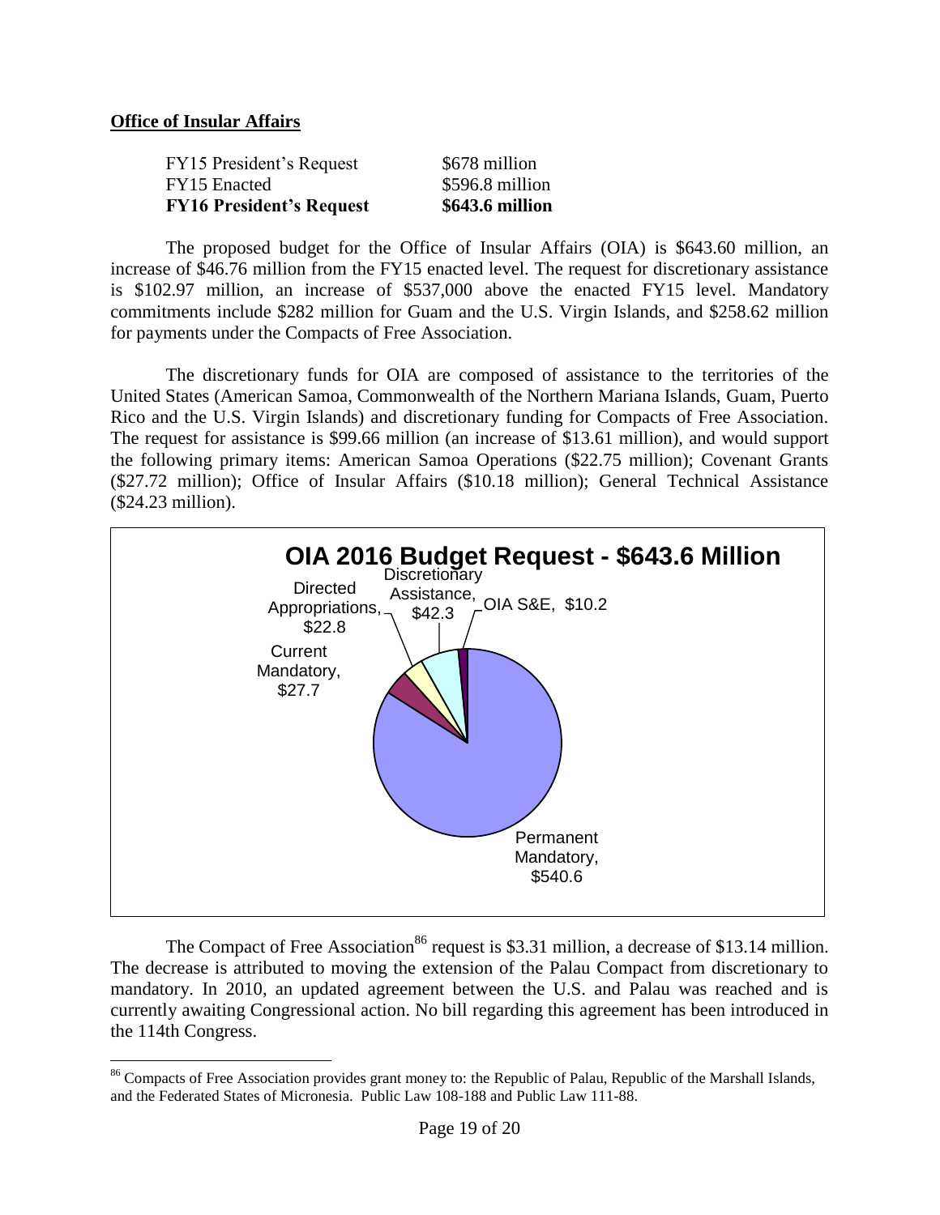**Office of Insular Affairs**

| | |
|---|---|
| FY15 President's Request | $678 million |
| FY15 Enacted | $596.8 million |
| **FY16 President's Request** | **$643.6 million** |

The proposed budget for the Office of Insular Affairs (OIA) is $643.60 million, an increase of $46.76 million from the FY15 enacted level. The request for discretionary assistance is $102.97 million, an increase of $537,000 above the enacted FY15 level. Mandatory commitments include $282 million for Guam and the U.S. Virgin Islands, and $258.62 million for payments under the Compacts of Free Association.

The discretionary funds for OIA are composed of assistance to the territories of the United States (American Samoa, Commonwealth of the Northern Mariana Islands, Guam, Puerto Rico and the U.S. Virgin Islands) and discretionary funding for Compacts of Free Association. The request for assistance is $99.66 million (an increase of $13.61 million), and would support the following primary items: American Samoa Operations ($22.75 million); Covenant Grants ($27.72 million); Office of Insular Affairs ($10.18 million); General Technical Assistance ($24.23 million).

**OIA 2016 Budget Request - $643.6 Million**

- Permanent Mandatory, $540.6
- Current Mandatory, $27.7
- Directed Appropriations, $22.8
- Discretionary Assistance, $42.3
- OIA S&E, $10.2

The Compact of Free Association[86] request is $3.31 million, a decrease of $13.14 million. The decrease is attributed to moving the extension of the Palau Compact from discretionary to mandatory. In 2010, an updated agreement between the U.S. and Palau was reached and is currently awaiting Congressional action. No bill regarding this agreement has been introduced in the 114th Congress.

---

[86] Compacts of Free Association provides grant money to: the Republic of Palau, Republic of the Marshall Islands, and the Federated States of Micronesia. Public Law 108-188 and Public Law 111-88.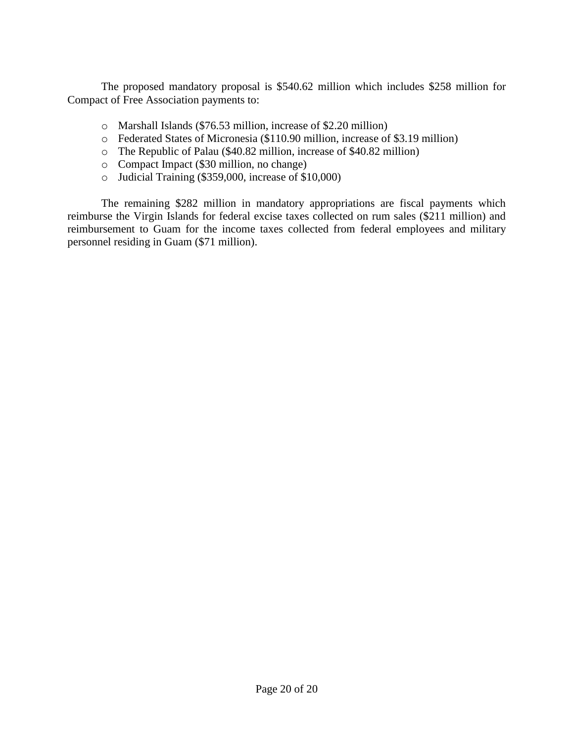The proposed mandatory proposal is $540.62 million which includes $258 million for Compact of Free Association payments to:

- Marshall Islands ($76.53 million, increase of $2.20 million)
- Federated States of Micronesia ($110.90 million, increase of $3.19 million)
- The Republic of Palau ($40.82 million, increase of $40.82 million)
- Compact Impact ($30 million, no change)
- Judicial Training ($359,000, increase of $10,000)

The remaining $282 million in mandatory appropriations are fiscal payments which reimburse the Virgin Islands for federal excise taxes collected on rum sales ($211 million) and reimbursement to Guam for the income taxes collected from federal employees and military personnel residing in Guam ($71 million).